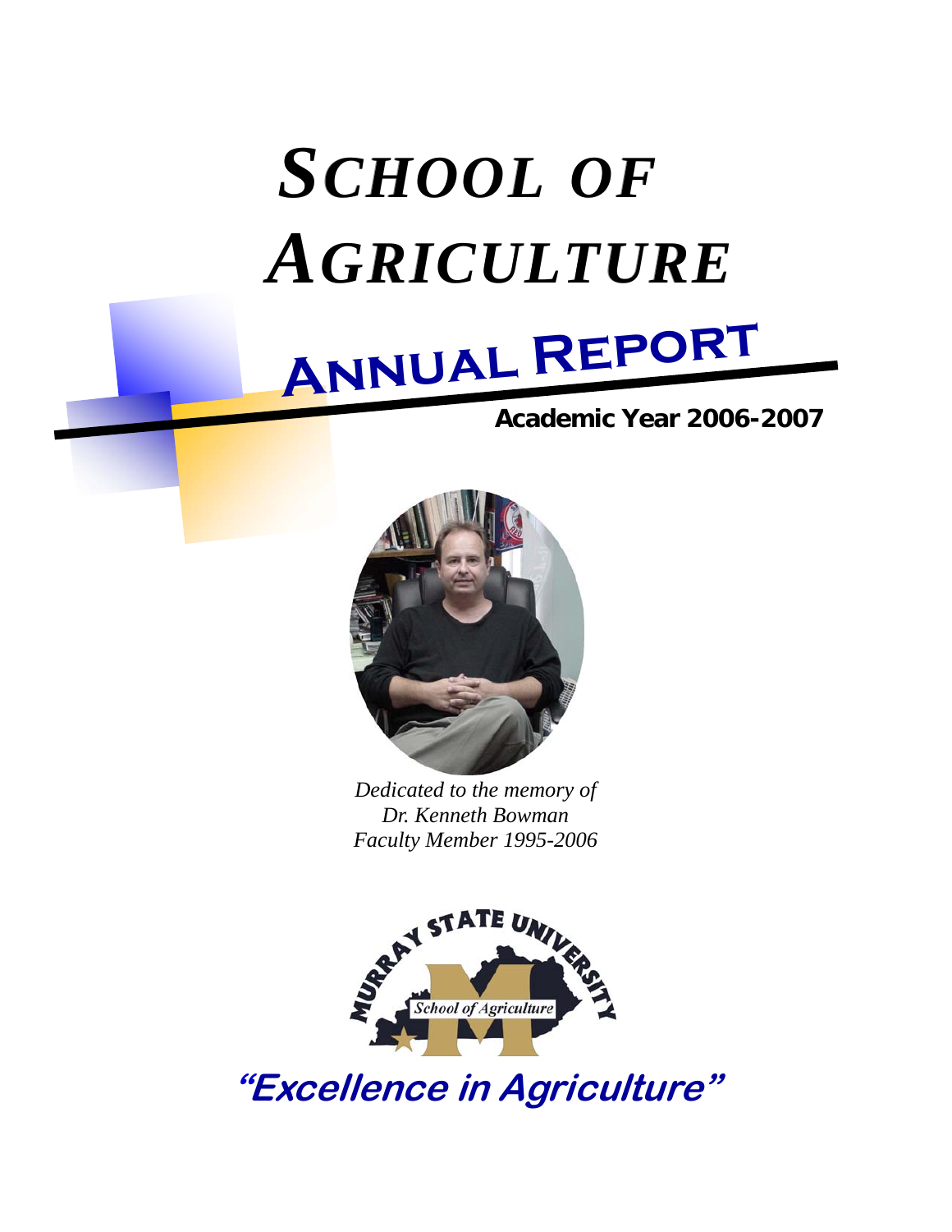# *SCHOOL OF AGRICULTURE*

# ANNUAL REPORT

**Academic Year 2006-2007**

*Dedicated to the memory of*
*Dr. Kenneth Bowman*
*Faculty Member 1995-2006*

MURRAY STATE UNIVERSITY

*School of Agriculture*

***"Excellence in Agriculture"***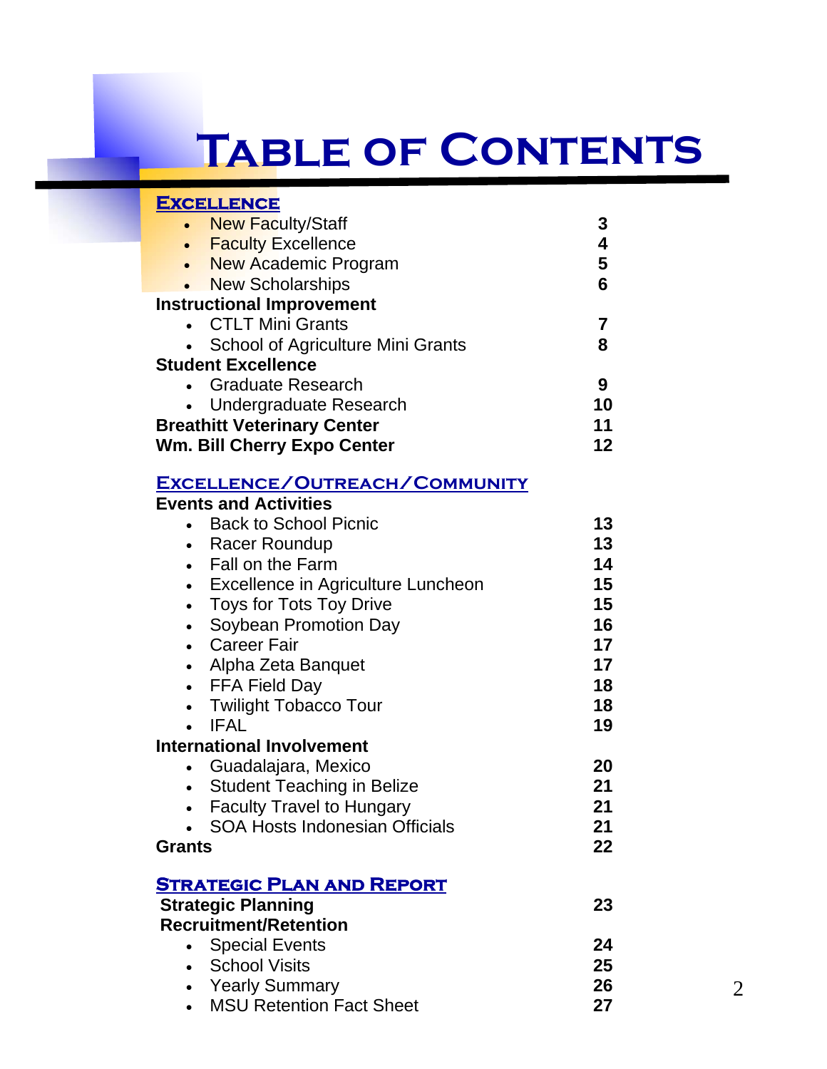# Table of Contents

## Excellence

| | |
|---|---|
| • New Faculty/Staff | 3 |
| • Faculty Excellence | 4 |
| • New Academic Program | 5 |
| • New Scholarships | 6 |
| **Instructional Improvement** | |
| • CTLT Mini Grants | 7 |
| • School of Agriculture Mini Grants | 8 |
| **Student Excellence** | |
| • Graduate Research | 9 |
| • Undergraduate Research | 10 |
| **Breathitt Veterinary Center** | 11 |
| **Wm. Bill Cherry Expo Center** | 12 |

## Excellence/Outreach/Community

| | |
|---|---|
| **Events and Activities** | |
| • Back to School Picnic | 13 |
| • Racer Roundup | 13 |
| • Fall on the Farm | 14 |
| • Excellence in Agriculture Luncheon | 15 |
| • Toys for Tots Toy Drive | 15 |
| • Soybean Promotion Day | 16 |
| • Career Fair | 17 |
| • Alpha Zeta Banquet | 17 |
| • FFA Field Day | 18 |
| • Twilight Tobacco Tour | 18 |
| • IFAL | 19 |
| **International Involvement** | |
| • Guadalajara, Mexico | 20 |
| • Student Teaching in Belize | 21 |
| • Faculty Travel to Hungary | 21 |
| • SOA Hosts Indonesian Officials | 21 |
| **Grants** | 22 |

## Strategic Plan and Report

| | |
|---|---|
| **Strategic Planning** | 23 |
| **Recruitment/Retention** | |
| • Special Events | 24 |
| • School Visits | 25 |
| • Yearly Summary | 26 |
| • MSU Retention Fact Sheet | 27 |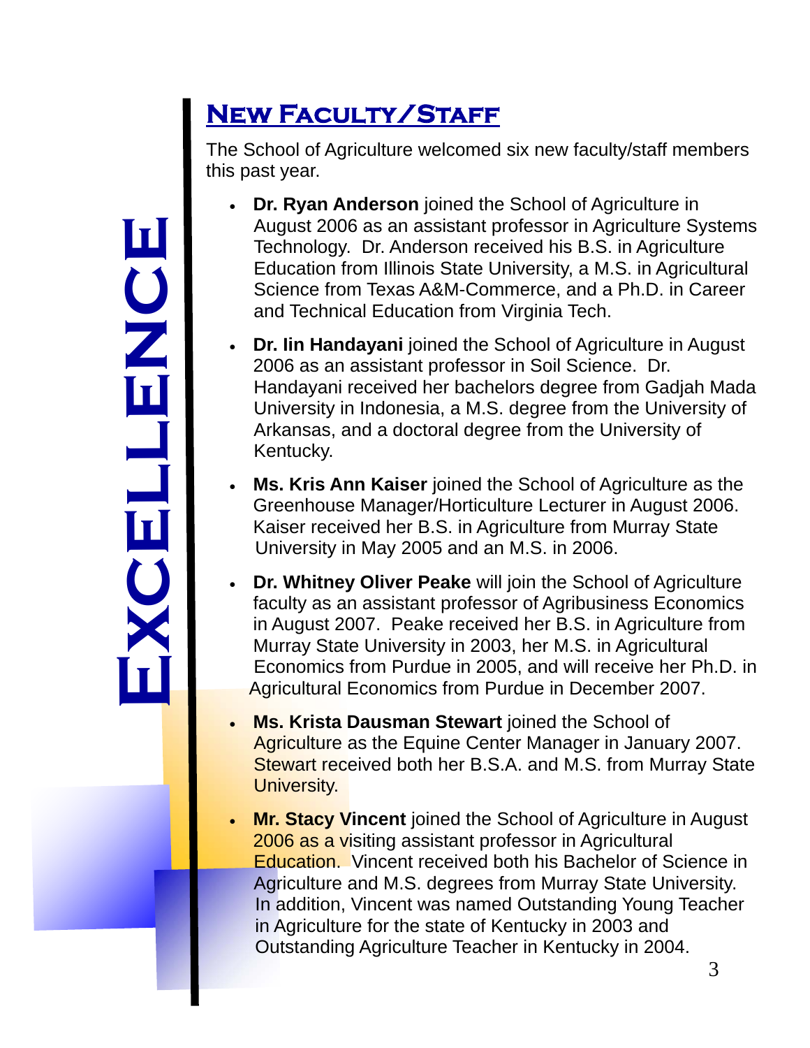# EXCELLENCE

## New Faculty/Staff

The School of Agriculture welcomed six new faculty/staff members this past year.

- **Dr. Ryan Anderson** joined the School of Agriculture in August 2006 as an assistant professor in Agriculture Systems Technology. Dr. Anderson received his B.S. in Agriculture Education from Illinois State University, a M.S. in Agricultural Science from Texas A&M-Commerce, and a Ph.D. in Career and Technical Education from Virginia Tech.
- **Dr. Iin Handayani** joined the School of Agriculture in August 2006 as an assistant professor in Soil Science. Dr. Handayani received her bachelors degree from Gadjah Mada University in Indonesia, a M.S. degree from the University of Arkansas, and a doctoral degree from the University of Kentucky.
- **Ms. Kris Ann Kaiser** joined the School of Agriculture as the Greenhouse Manager/Horticulture Lecturer in August 2006. Kaiser received her B.S. in Agriculture from Murray State University in May 2005 and an M.S. in 2006.
- **Dr. Whitney Oliver Peake** will join the School of Agriculture faculty as an assistant professor of Agribusiness Economics in August 2007. Peake received her B.S. in Agriculture from Murray State University in 2003, her M.S. in Agricultural Economics from Purdue in 2005, and will receive her Ph.D. in Agricultural Economics from Purdue in December 2007.
- **Ms. Krista Dausman Stewart** joined the School of Agriculture as the Equine Center Manager in January 2007. Stewart received both her B.S.A. and M.S. from Murray State University.
- **Mr. Stacy Vincent** joined the School of Agriculture in August 2006 as a visiting assistant professor in Agricultural Education. Vincent received both his Bachelor of Science in Agriculture and M.S. degrees from Murray State University. In addition, Vincent was named Outstanding Young Teacher in Agriculture for the state of Kentucky in 2003 and Outstanding Agriculture Teacher in Kentucky in 2004.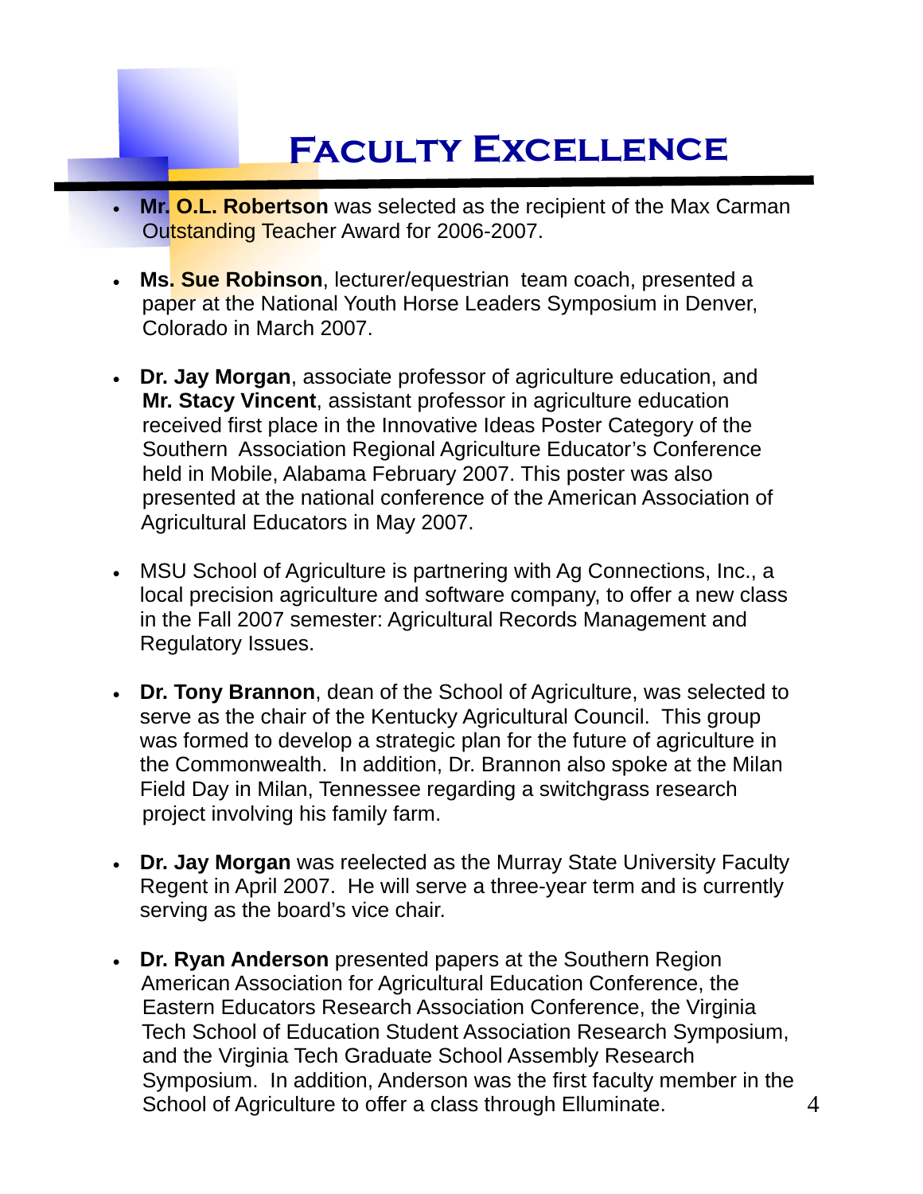# Faculty Excellence

- **Mr. O.L. Robertson** was selected as the recipient of the Max Carman Outstanding Teacher Award for 2006-2007.

- **Ms. Sue Robinson**, lecturer/equestrian team coach, presented a paper at the National Youth Horse Leaders Symposium in Denver, Colorado in March 2007.

- **Dr. Jay Morgan**, associate professor of agriculture education, and **Mr. Stacy Vincent**, assistant professor in agriculture education received first place in the Innovative Ideas Poster Category of the Southern Association Regional Agriculture Educator's Conference held in Mobile, Alabama February 2007. This poster was also presented at the national conference of the American Association of Agricultural Educators in May 2007.

- MSU School of Agriculture is partnering with Ag Connections, Inc., a local precision agriculture and software company, to offer a new class in the Fall 2007 semester: Agricultural Records Management and Regulatory Issues.

- **Dr. Tony Brannon**, dean of the School of Agriculture, was selected to serve as the chair of the Kentucky Agricultural Council. This group was formed to develop a strategic plan for the future of agriculture in the Commonwealth. In addition, Dr. Brannon also spoke at the Milan Field Day in Milan, Tennessee regarding a switchgrass research project involving his family farm.

- **Dr. Jay Morgan** was reelected as the Murray State University Faculty Regent in April 2007. He will serve a three-year term and is currently serving as the board's vice chair.

- **Dr. Ryan Anderson** presented papers at the Southern Region American Association for Agricultural Education Conference, the Eastern Educators Research Association Conference, the Virginia Tech School of Education Student Association Research Symposium, and the Virginia Tech Graduate School Assembly Research Symposium. In addition, Anderson was the first faculty member in the School of Agriculture to offer a class through Elluminate.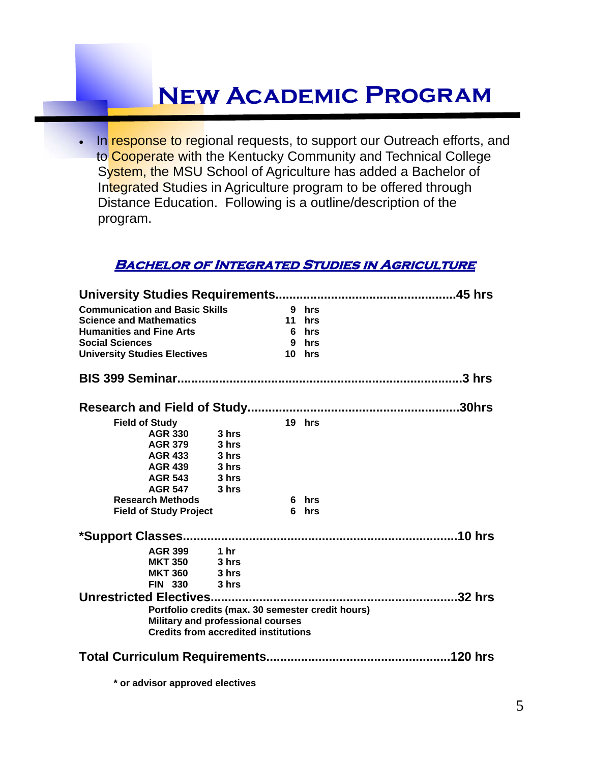# New Academic Program

- In response to regional requests, to support our Outreach efforts, and to Cooperate with the Kentucky Community and Technical College System, the MSU School of Agriculture has added a Bachelor of Integrated Studies in Agriculture program to be offered through Distance Education. Following is a outline/description of the program.

## Bachelor of Integrated Studies in Agriculture

**University Studies Requirements....................................................45 hrs**

| | |
|---|---|
| **Communication and Basic Skills** | **9 hrs** |
| **Science and Mathematics** | **11 hrs** |
| **Humanities and Fine Arts** | **6 hrs** |
| **Social Sciences** | **9 hrs** |
| **University Studies Electives** | **10 hrs** |

**BIS 399 Seminar..................................................................................3 hrs**

**Research and Field of Study.............................................................30hrs**

| | | |
|---|---|---|
| **Field of Study** | | **19 hrs** |
| **AGR 330** | **3 hrs** | |
| **AGR 379** | **3 hrs** | |
| **AGR 433** | **3 hrs** | |
| **AGR 439** | **3 hrs** | |
| **AGR 543** | **3 hrs** | |
| **AGR 547** | **3 hrs** | |
| **Research Methods** | | **6 hrs** |
| **Field of Study Project** | | **6 hrs** |

**\*Support Classes...............................................................................10 hrs**

| | |
|---|---|
| **AGR 399** | **1 hr** |
| **MKT 350** | **3 hrs** |
| **MKT 360** | **3 hrs** |
| **FIN 330** | **3 hrs** |

**Unrestricted Electives........................................................................32 hrs**

- **Portfolio credits (max. 30 semester credit hours)**
- **Military and professional courses**
- **Credits from accredited institutions**

**Total Curriculum Requirements.....................................................120 hrs**

**\* or advisor approved electives**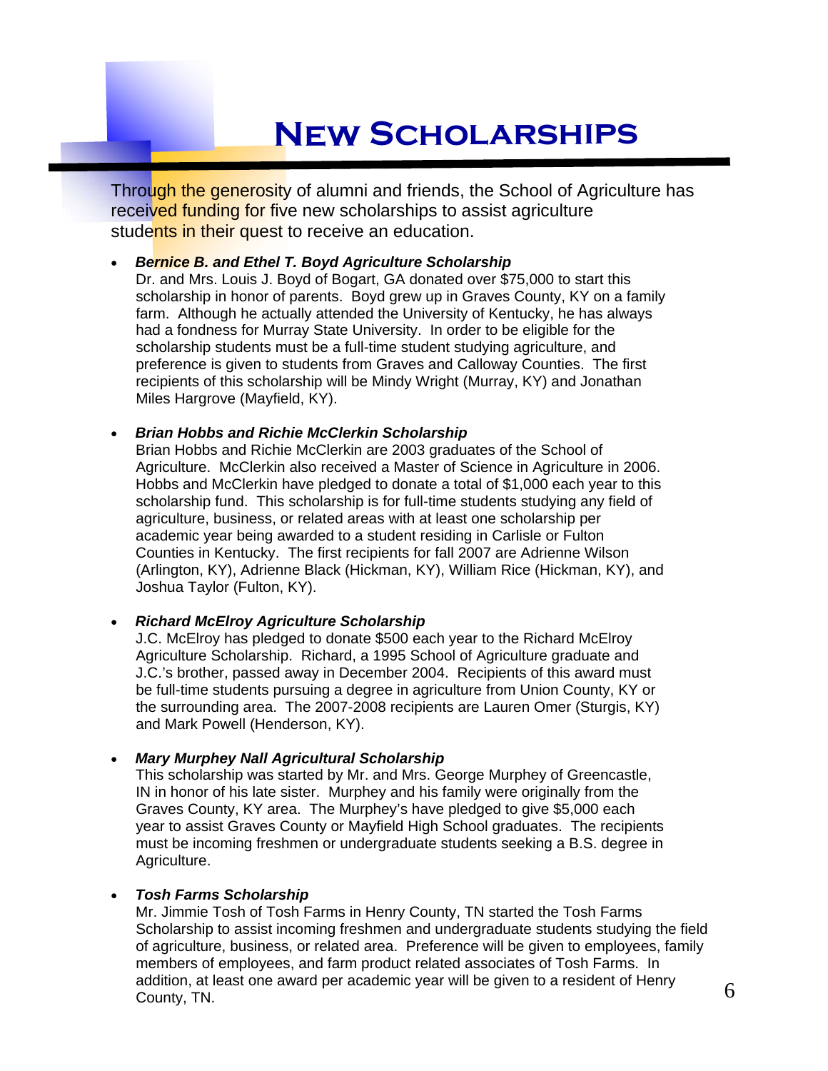# New Scholarships

Through the generosity of alumni and friends, the School of Agriculture has received funding for five new scholarships to assist agriculture students in their quest to receive an education.

- ***Bernice B. and Ethel T. Boyd Agriculture Scholarship***
  Dr. and Mrs. Louis J. Boyd of Bogart, GA donated over $75,000 to start this scholarship in honor of parents. Boyd grew up in Graves County, KY on a family farm. Although he actually attended the University of Kentucky, he has always had a fondness for Murray State University. In order to be eligible for the scholarship students must be a full-time student studying agriculture, and preference is given to students from Graves and Calloway Counties. The first recipients of this scholarship will be Mindy Wright (Murray, KY) and Jonathan Miles Hargrove (Mayfield, KY).

- ***Brian Hobbs and Richie McClerkin Scholarship***
  Brian Hobbs and Richie McClerkin are 2003 graduates of the School of Agriculture. McClerkin also received a Master of Science in Agriculture in 2006. Hobbs and McClerkin have pledged to donate a total of $1,000 each year to this scholarship fund. This scholarship is for full-time students studying any field of agriculture, business, or related areas with at least one scholarship per academic year being awarded to a student residing in Carlisle or Fulton Counties in Kentucky. The first recipients for fall 2007 are Adrienne Wilson (Arlington, KY), Adrienne Black (Hickman, KY), William Rice (Hickman, KY), and Joshua Taylor (Fulton, KY).

- ***Richard McElroy Agriculture Scholarship***
  J.C. McElroy has pledged to donate $500 each year to the Richard McElroy Agriculture Scholarship. Richard, a 1995 School of Agriculture graduate and J.C.'s brother, passed away in December 2004. Recipients of this award must be full-time students pursuing a degree in agriculture from Union County, KY or the surrounding area. The 2007-2008 recipients are Lauren Omer (Sturgis, KY) and Mark Powell (Henderson, KY).

- ***Mary Murphey Nall Agricultural Scholarship***
  This scholarship was started by Mr. and Mrs. George Murphey of Greencastle, IN in honor of his late sister. Murphey and his family were originally from the Graves County, KY area. The Murphey's have pledged to give $5,000 each year to assist Graves County or Mayfield High School graduates. The recipients must be incoming freshmen or undergraduate students seeking a B.S. degree in Agriculture.

- ***Tosh Farms Scholarship***
  Mr. Jimmie Tosh of Tosh Farms in Henry County, TN started the Tosh Farms Scholarship to assist incoming freshmen and undergraduate students studying the field of agriculture, business, or related area. Preference will be given to employees, family members of employees, and farm product related associates of Tosh Farms. In addition, at least one award per academic year will be given to a resident of Henry County, TN.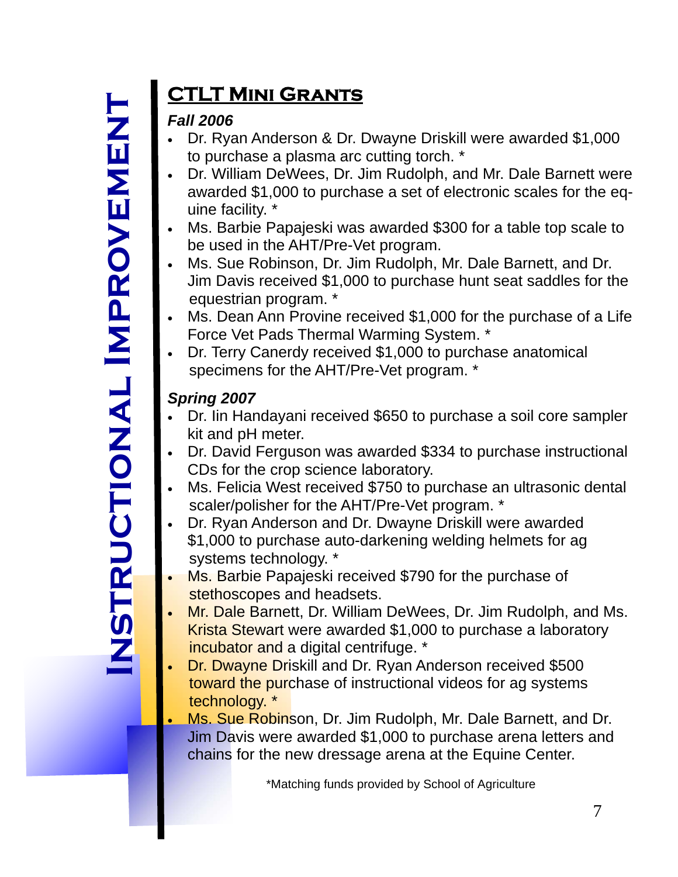# Instructional Improvement

## CTLT Mini Grants

***Fall 2006***

- Dr. Ryan Anderson & Dr. Dwayne Driskill were awarded $1,000 to purchase a plasma arc cutting torch. *
- Dr. William DeWees, Dr. Jim Rudolph, and Mr. Dale Barnett were awarded $1,000 to purchase a set of electronic scales for the equine facility. *
- Ms. Barbie Papajeski was awarded $300 for a table top scale to be used in the AHT/Pre-Vet program.
- Ms. Sue Robinson, Dr. Jim Rudolph, Mr. Dale Barnett, and Dr. Jim Davis received $1,000 to purchase hunt seat saddles for the equestrian program. *
- Ms. Dean Ann Provine received $1,000 for the purchase of a Life Force Vet Pads Thermal Warming System. *
- Dr. Terry Canerdy received $1,000 to purchase anatomical specimens for the AHT/Pre-Vet program. *

***Spring 2007***

- Dr. Iin Handayani received $650 to purchase a soil core sampler kit and pH meter.
- Dr. David Ferguson was awarded $334 to purchase instructional CDs for the crop science laboratory.
- Ms. Felicia West received $750 to purchase an ultrasonic dental scaler/polisher for the AHT/Pre-Vet program. *
- Dr. Ryan Anderson and Dr. Dwayne Driskill were awarded $1,000 to purchase auto-darkening welding helmets for ag systems technology. *
- Ms. Barbie Papajeski received $790 for the purchase of stethoscopes and headsets.
- Mr. Dale Barnett, Dr. William DeWees, Dr. Jim Rudolph, and Ms. Krista Stewart were awarded $1,000 to purchase a laboratory incubator and a digital centrifuge. *
- Dr. Dwayne Driskill and Dr. Ryan Anderson received $500 toward the purchase of instructional videos for ag systems technology. *
- Ms. Sue Robinson, Dr. Jim Rudolph, Mr. Dale Barnett, and Dr. Jim Davis were awarded $1,000 to purchase arena letters and chains for the new dressage arena at the Equine Center.

*Matching funds provided by School of Agriculture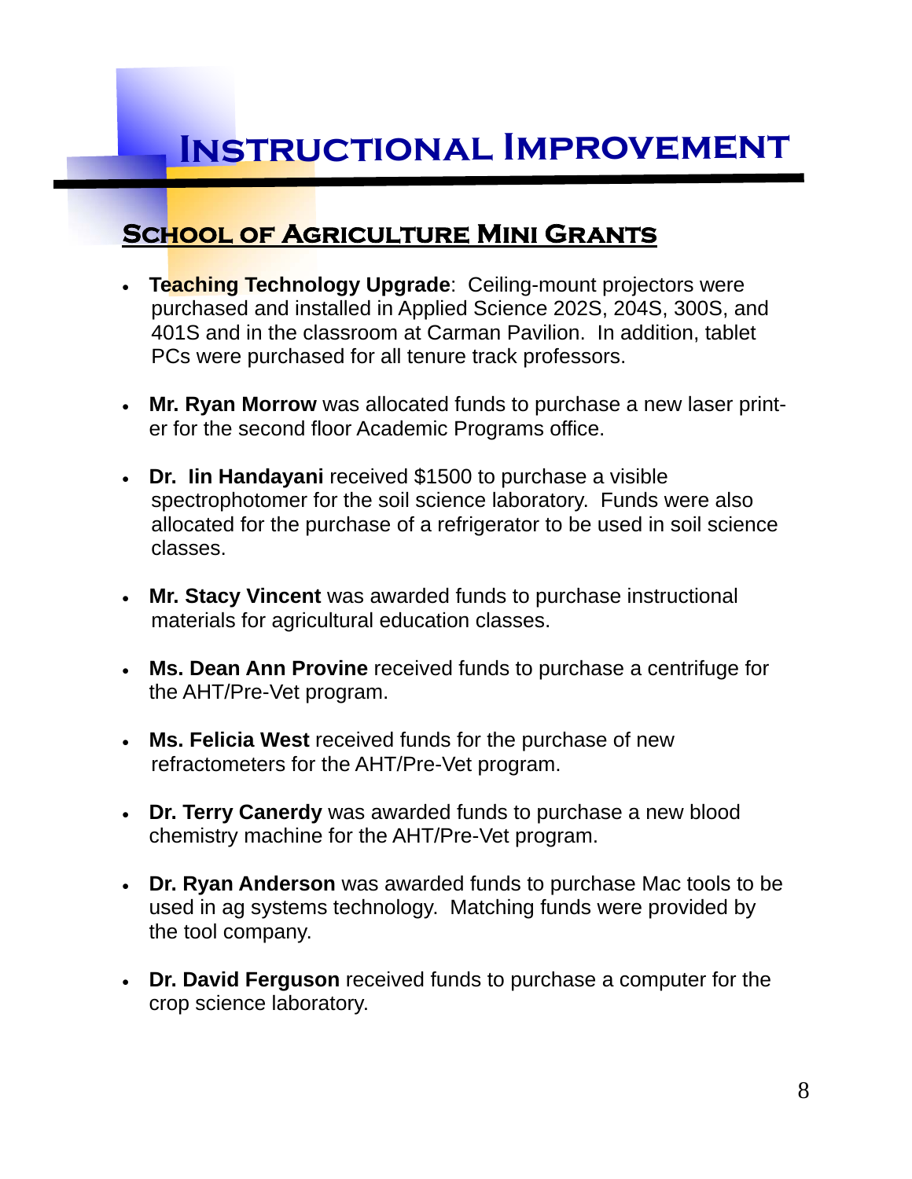# Instructional Improvement

## School of Agriculture Mini Grants

- **Teaching Technology Upgrade**: Ceiling-mount projectors were purchased and installed in Applied Science 202S, 204S, 300S, and 401S and in the classroom at Carman Pavilion. In addition, tablet PCs were purchased for all tenure track professors.

- **Mr. Ryan Morrow** was allocated funds to purchase a new laser printer for the second floor Academic Programs office.

- **Dr. Iin Handayani** received $1500 to purchase a visible spectrophotomer for the soil science laboratory. Funds were also allocated for the purchase of a refrigerator to be used in soil science classes.

- **Mr. Stacy Vincent** was awarded funds to purchase instructional materials for agricultural education classes.

- **Ms. Dean Ann Provine** received funds to purchase a centrifuge for the AHT/Pre-Vet program.

- **Ms. Felicia West** received funds for the purchase of new refractometers for the AHT/Pre-Vet program.

- **Dr. Terry Canerdy** was awarded funds to purchase a new blood chemistry machine for the AHT/Pre-Vet program.

- **Dr. Ryan Anderson** was awarded funds to purchase Mac tools to be used in ag systems technology. Matching funds were provided by the tool company.

- **Dr. David Ferguson** received funds to purchase a computer for the crop science laboratory.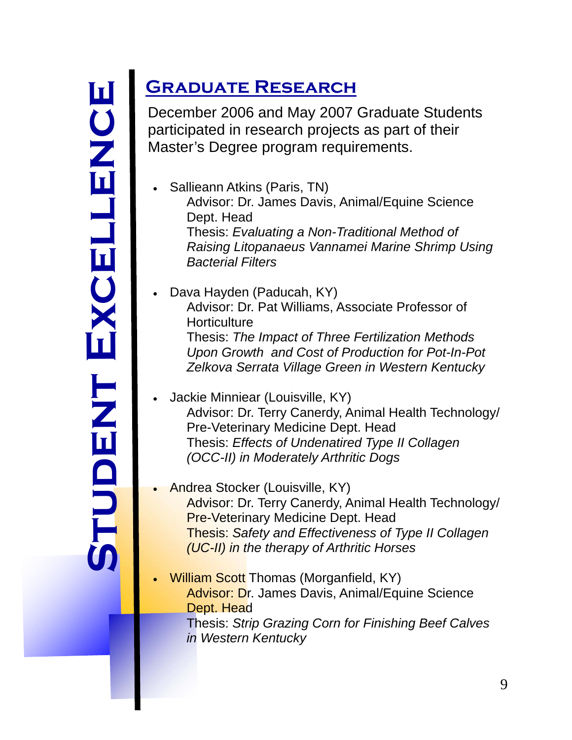# Student Excellence

## Graduate Research

December 2006 and May 2007 Graduate Students participated in research projects as part of their Master's Degree program requirements.

- Sallieann Atkins (Paris, TN)
  Advisor: Dr. James Davis, Animal/Equine Science Dept. Head
  Thesis: *Evaluating a Non-Traditional Method of Raising Litopanaeus Vannamei Marine Shrimp Using Bacterial Filters*

- Dava Hayden (Paducah, KY)
  Advisor: Dr. Pat Williams, Associate Professor of Horticulture
  Thesis: *The Impact of Three Fertilization Methods Upon Growth and Cost of Production for Pot-In-Pot Zelkova Serrata Village Green in Western Kentucky*

- Jackie Minniear (Louisville, KY)
  Advisor: Dr. Terry Canerdy, Animal Health Technology/ Pre-Veterinary Medicine Dept. Head
  Thesis: *Effects of Undenatired Type II Collagen (OCC-II) in Moderately Arthritic Dogs*

- Andrea Stocker (Louisville, KY)
  Advisor: Dr. Terry Canerdy, Animal Health Technology/ Pre-Veterinary Medicine Dept. Head
  Thesis: *Safety and Effectiveness of Type II Collagen (UC-II) in the therapy of Arthritic Horses*

- William Scott Thomas (Morganfield, KY)
  Advisor: Dr. James Davis, Animal/Equine Science Dept. Head
  Thesis: *Strip Grazing Corn for Finishing Beef Calves in Western Kentucky*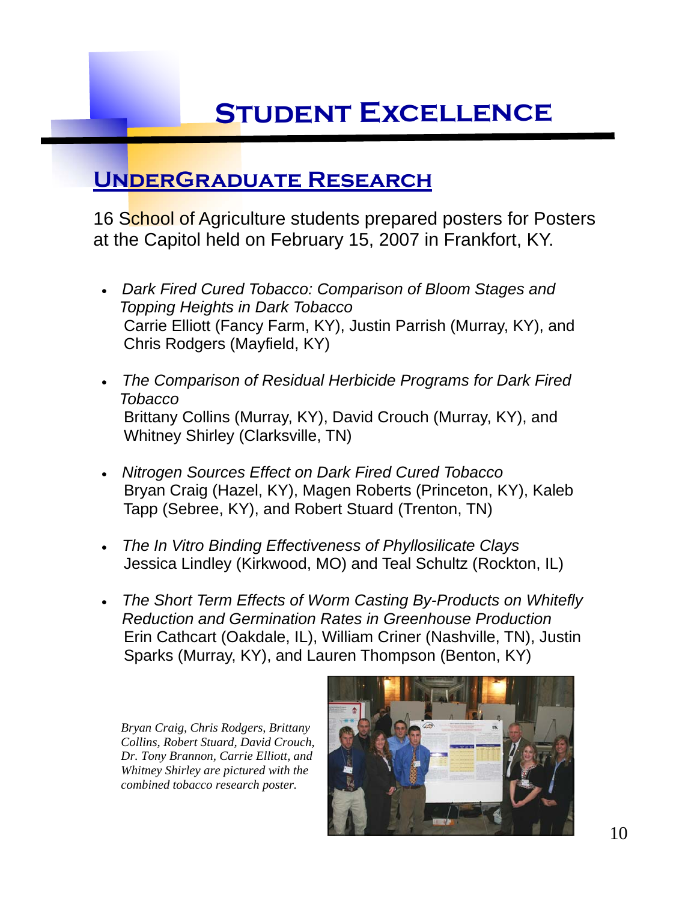# Student Excellence

## UnderGraduate Research

16 School of Agriculture students prepared posters for Posters at the Capitol held on February 15, 2007 in Frankfort, KY.

- *Dark Fired Cured Tobacco: Comparison of Bloom Stages and Topping Heights in Dark Tobacco*
  Carrie Elliott (Fancy Farm, KY), Justin Parrish (Murray, KY), and Chris Rodgers (Mayfield, KY)

- *The Comparison of Residual Herbicide Programs for Dark Fired Tobacco*
  Brittany Collins (Murray, KY), David Crouch (Murray, KY), and Whitney Shirley (Clarksville, TN)

- *Nitrogen Sources Effect on Dark Fired Cured Tobacco*
  Bryan Craig (Hazel, KY), Magen Roberts (Princeton, KY), Kaleb Tapp (Sebree, KY), and Robert Stuard (Trenton, TN)

- *The In Vitro Binding Effectiveness of Phyllosilicate Clays*
  Jessica Lindley (Kirkwood, MO) and Teal Schultz (Rockton, IL)

- *The Short Term Effects of Worm Casting By-Products on Whitefly Reduction and Germination Rates in Greenhouse Production*
  Erin Cathcart (Oakdale, IL), William Criner (Nashville, TN), Justin Sparks (Murray, KY), and Lauren Thompson (Benton, KY)

*Bryan Craig, Chris Rodgers, Brittany Collins, Robert Stuard, David Crouch, Dr. Tony Brannon, Carrie Elliott, and Whitney Shirley are pictured with the combined tobacco research poster.*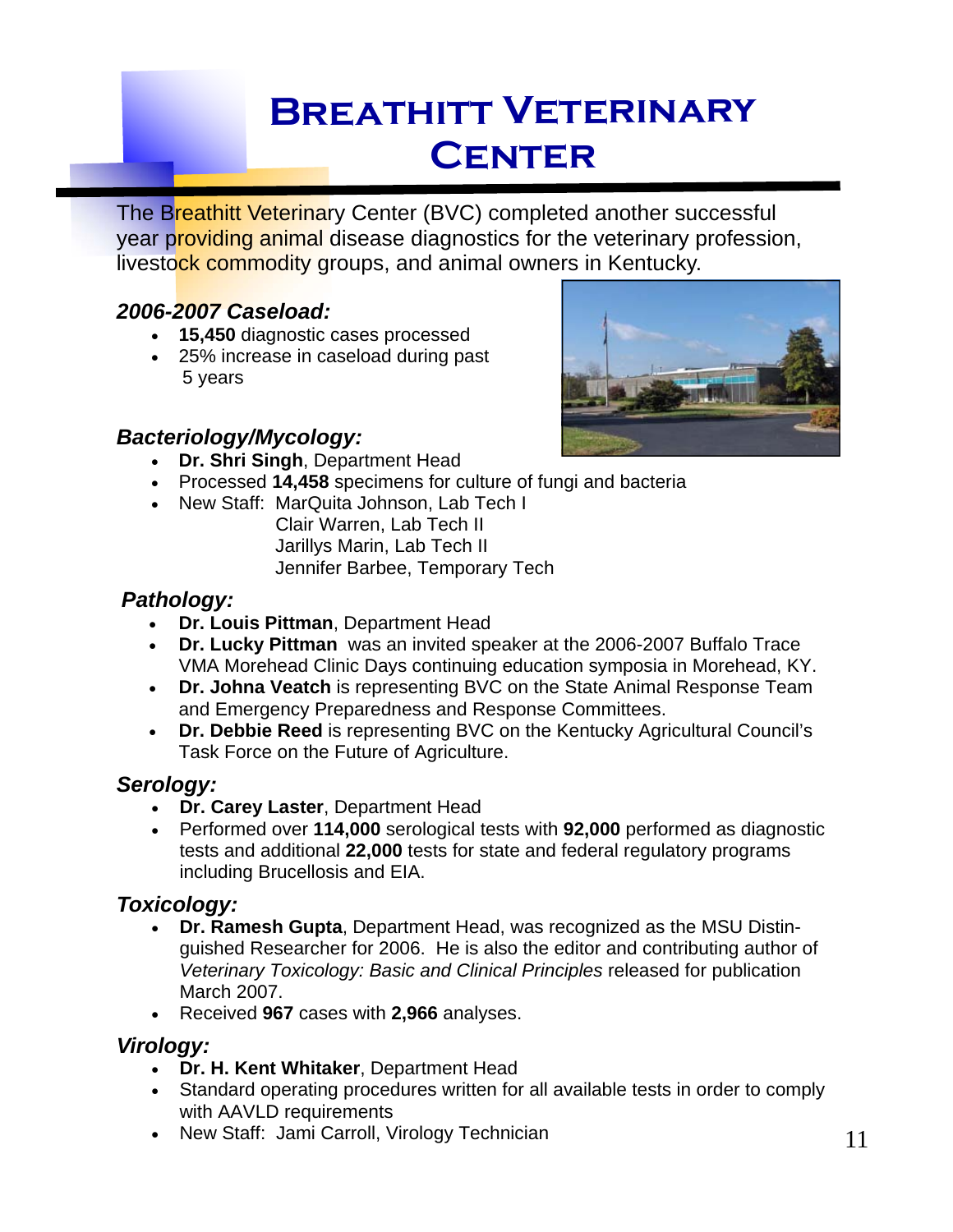# Breathitt Veterinary Center

The Breathitt Veterinary Center (BVC) completed another successful year providing animal disease diagnostics for the veterinary profession, livestock commodity groups, and animal owners in Kentucky.

### *2006-2007 Caseload:*

- **15,450** diagnostic cases processed
- 25% increase in caseload during past 5 years

### *Bacteriology/Mycology:*

- **Dr. Shri Singh**, Department Head
- Processed **14,458** specimens for culture of fungi and bacteria
- New Staff: MarQuita Johnson, Lab Tech I
  Clair Warren, Lab Tech II
  Jarillys Marin, Lab Tech II
  Jennifer Barbee, Temporary Tech

### *Pathology:*

- **Dr. Louis Pittman**, Department Head
- **Dr. Lucky Pittman** was an invited speaker at the 2006-2007 Buffalo Trace VMA Morehead Clinic Days continuing education symposia in Morehead, KY.
- **Dr. Johna Veatch** is representing BVC on the State Animal Response Team and Emergency Preparedness and Response Committees.
- **Dr. Debbie Reed** is representing BVC on the Kentucky Agricultural Council's Task Force on the Future of Agriculture.

### *Serology:*

- **Dr. Carey Laster**, Department Head
- Performed over **114,000** serological tests with **92,000** performed as diagnostic tests and additional **22,000** tests for state and federal regulatory programs including Brucellosis and EIA.

### *Toxicology:*

- **Dr. Ramesh Gupta**, Department Head, was recognized as the MSU Distinguished Researcher for 2006. He is also the editor and contributing author of *Veterinary Toxicology: Basic and Clinical Principles* released for publication March 2007.
- Received **967** cases with **2,966** analyses.

### *Virology:*

- **Dr. H. Kent Whitaker**, Department Head
- Standard operating procedures written for all available tests in order to comply with AAVLD requirements
- New Staff: Jami Carroll, Virology Technician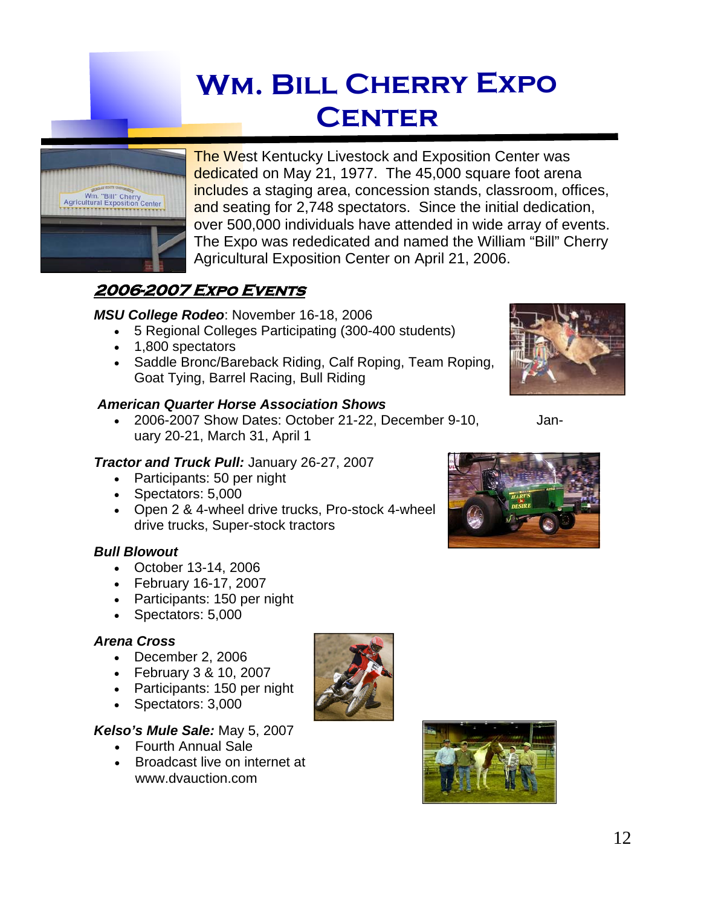# Wm. Bill Cherry Expo Center

The West Kentucky Livestock and Exposition Center was dedicated on May 21, 1977. The 45,000 square foot arena includes a staging area, concession stands, classroom, offices, and seating for 2,748 spectators. Since the initial dedication, over 500,000 individuals have attended in wide array of events. The Expo was rededicated and named the William "Bill" Cherry Agricultural Exposition Center on April 21, 2006.

## 2006-2007 Expo Events

***MSU College Rodeo***: November 16-18, 2006

- 5 Regional Colleges Participating (300-400 students)
- 1,800 spectators
- Saddle Bronc/Bareback Riding, Calf Roping, Team Roping, Goat Tying, Barrel Racing, Bull Riding

***American Quarter Horse Association Shows***

- 2006-2007 Show Dates: October 21-22, December 9-10, January 20-21, March 31, April 1

***Tractor and Truck Pull:*** January 26-27, 2007

- Participants: 50 per night
- Spectators: 5,000
- Open 2 & 4-wheel drive trucks, Pro-stock 4-wheel drive trucks, Super-stock tractors

***Bull Blowout***

- October 13-14, 2006
- February 16-17, 2007
- Participants: 150 per night
- Spectators: 5,000

***Arena Cross***

- December 2, 2006
- February 3 & 10, 2007
- Participants: 150 per night
- Spectators: 3,000

***Kelso's Mule Sale:*** May 5, 2007

- Fourth Annual Sale
- Broadcast live on internet at www.dvauction.com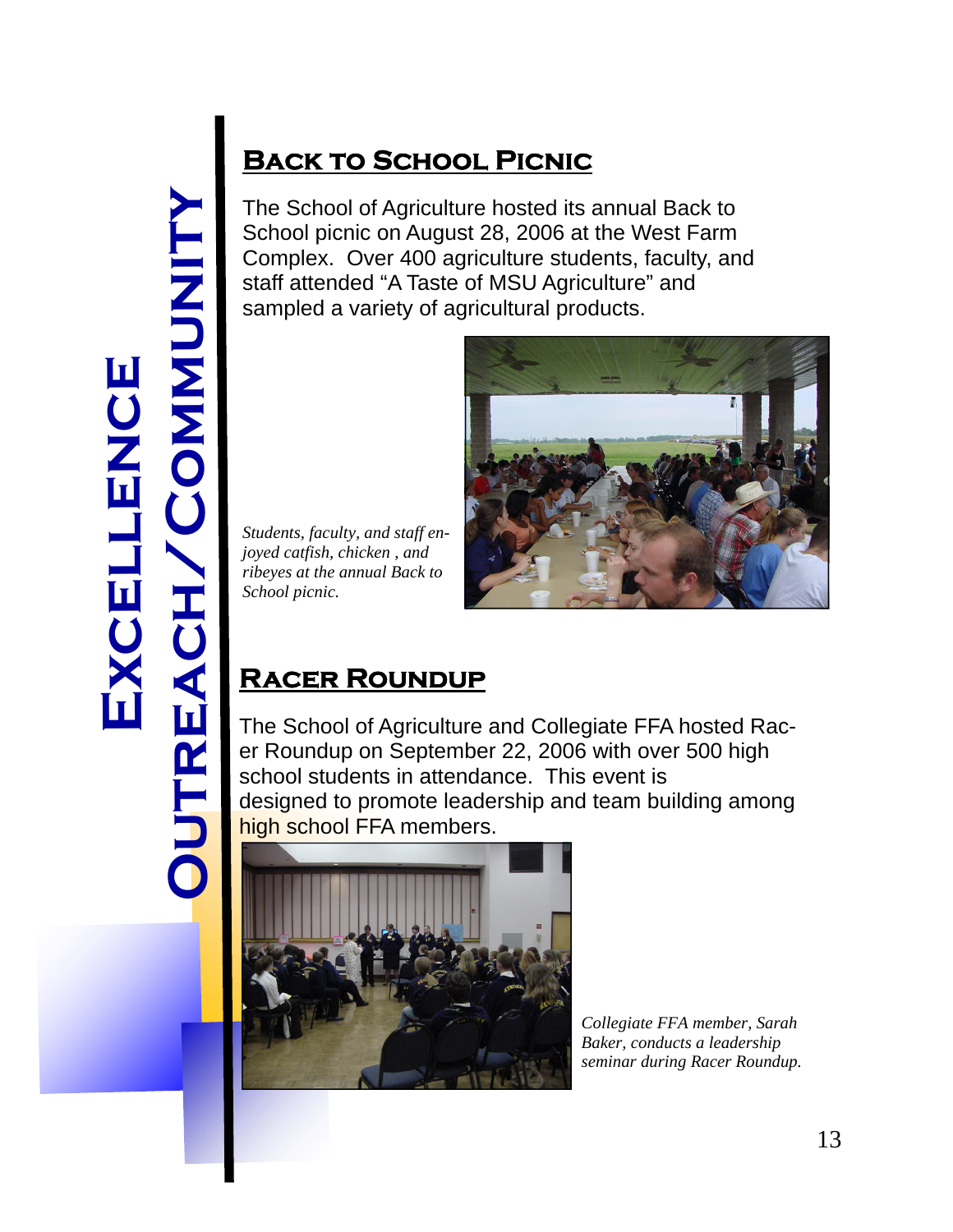# Excellence

## Outreach/Community

### Back to School Picnic

The School of Agriculture hosted its annual Back to School picnic on August 28, 2006 at the West Farm Complex. Over 400 agriculture students, faculty, and staff attended "A Taste of MSU Agriculture" and sampled a variety of agricultural products.

*Students, faculty, and staff enjoyed catfish, chicken , and ribeyes at the annual Back to School picnic.*

### Racer Roundup

The School of Agriculture and Collegiate FFA hosted Racer Roundup on September 22, 2006 with over 500 high school students in attendance. This event is designed to promote leadership and team building among high school FFA members.

*Collegiate FFA member, Sarah Baker, conducts a leadership seminar during Racer Roundup.*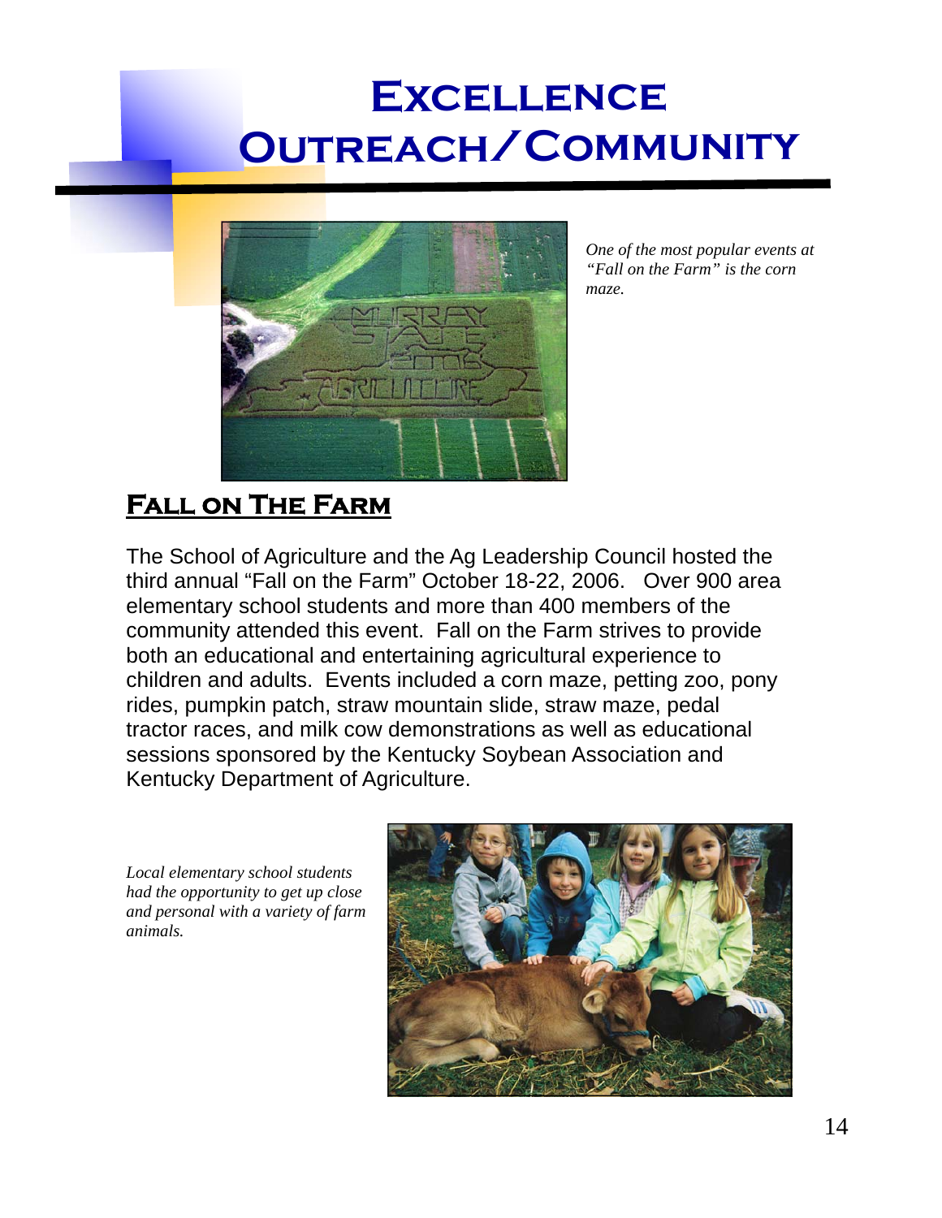# Excellence Outreach/Community

*One of the most popular events at "Fall on the Farm" is the corn maze.*

## Fall on The Farm

The School of Agriculture and the Ag Leadership Council hosted the third annual "Fall on the Farm" October 18-22, 2006. Over 900 area elementary school students and more than 400 members of the community attended this event. Fall on the Farm strives to provide both an educational and entertaining agricultural experience to children and adults. Events included a corn maze, petting zoo, pony rides, pumpkin patch, straw mountain slide, straw maze, pedal tractor races, and milk cow demonstrations as well as educational sessions sponsored by the Kentucky Soybean Association and Kentucky Department of Agriculture.

*Local elementary school students had the opportunity to get up close and personal with a variety of farm animals.*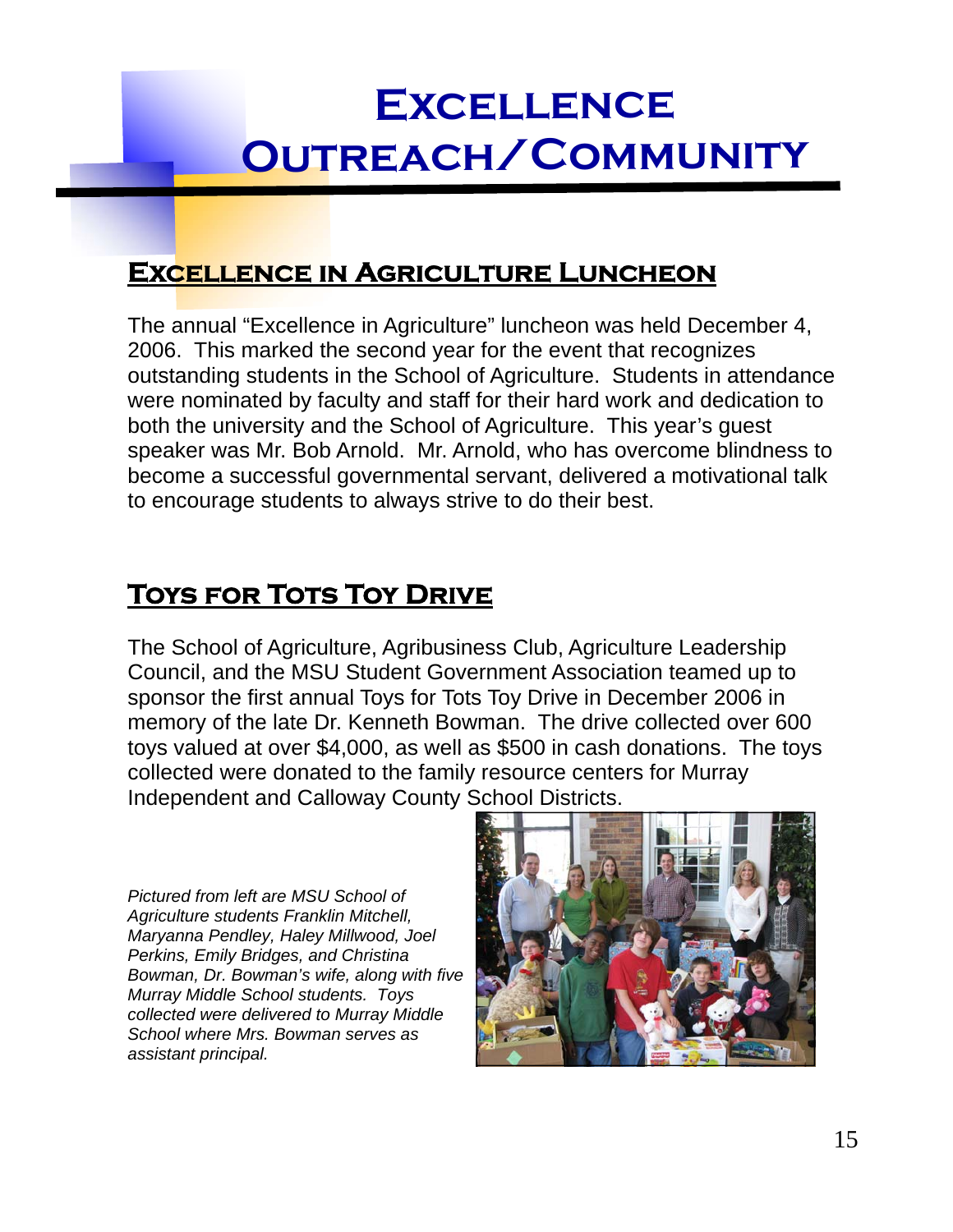# Excellence Outreach/Community

## Excellence in Agriculture Luncheon

The annual "Excellence in Agriculture" luncheon was held December 4, 2006. This marked the second year for the event that recognizes outstanding students in the School of Agriculture. Students in attendance were nominated by faculty and staff for their hard work and dedication to both the university and the School of Agriculture. This year's guest speaker was Mr. Bob Arnold. Mr. Arnold, who has overcome blindness to become a successful governmental servant, delivered a motivational talk to encourage students to always strive to do their best.

## Toys for Tots Toy Drive

The School of Agriculture, Agribusiness Club, Agriculture Leadership Council, and the MSU Student Government Association teamed up to sponsor the first annual Toys for Tots Toy Drive in December 2006 in memory of the late Dr. Kenneth Bowman. The drive collected over 600 toys valued at over $4,000, as well as $500 in cash donations. The toys collected were donated to the family resource centers for Murray Independent and Calloway County School Districts.

*Pictured from left are MSU School of Agriculture students Franklin Mitchell, Maryanna Pendley, Haley Millwood, Joel Perkins, Emily Bridges, and Christina Bowman, Dr. Bowman's wife, along with five Murray Middle School students. Toys collected were delivered to Murray Middle School where Mrs. Bowman serves as assistant principal.*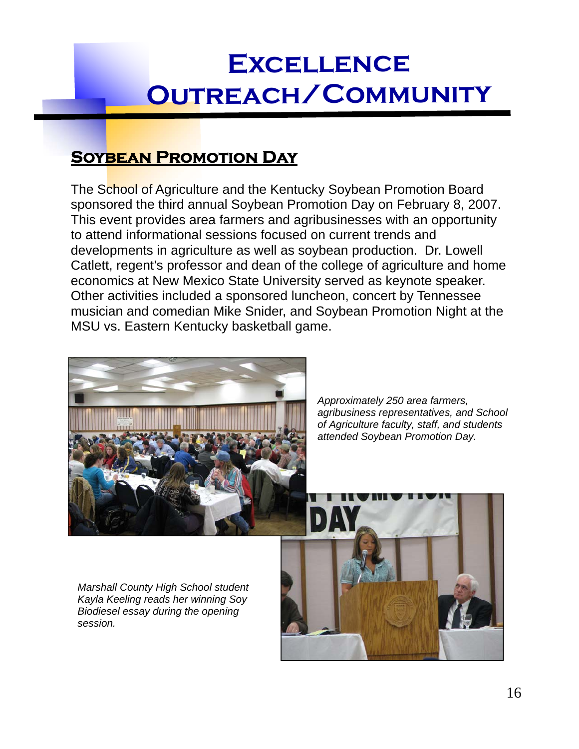# Excellence Outreach/Community

## Soybean Promotion Day

The School of Agriculture and the Kentucky Soybean Promotion Board sponsored the third annual Soybean Promotion Day on February 8, 2007. This event provides area farmers and agribusinesses with an opportunity to attend informational sessions focused on current trends and developments in agriculture as well as soybean production. Dr. Lowell Catlett, regent's professor and dean of the college of agriculture and home economics at New Mexico State University served as keynote speaker. Other activities included a sponsored luncheon, concert by Tennessee musician and comedian Mike Snider, and Soybean Promotion Night at the MSU vs. Eastern Kentucky basketball game.

*Approximately 250 area farmers, agribusiness representatives, and School of Agriculture faculty, staff, and students attended Soybean Promotion Day.*

*Marshall County High School student Kayla Keeling reads her winning Soy Biodiesel essay during the opening session.*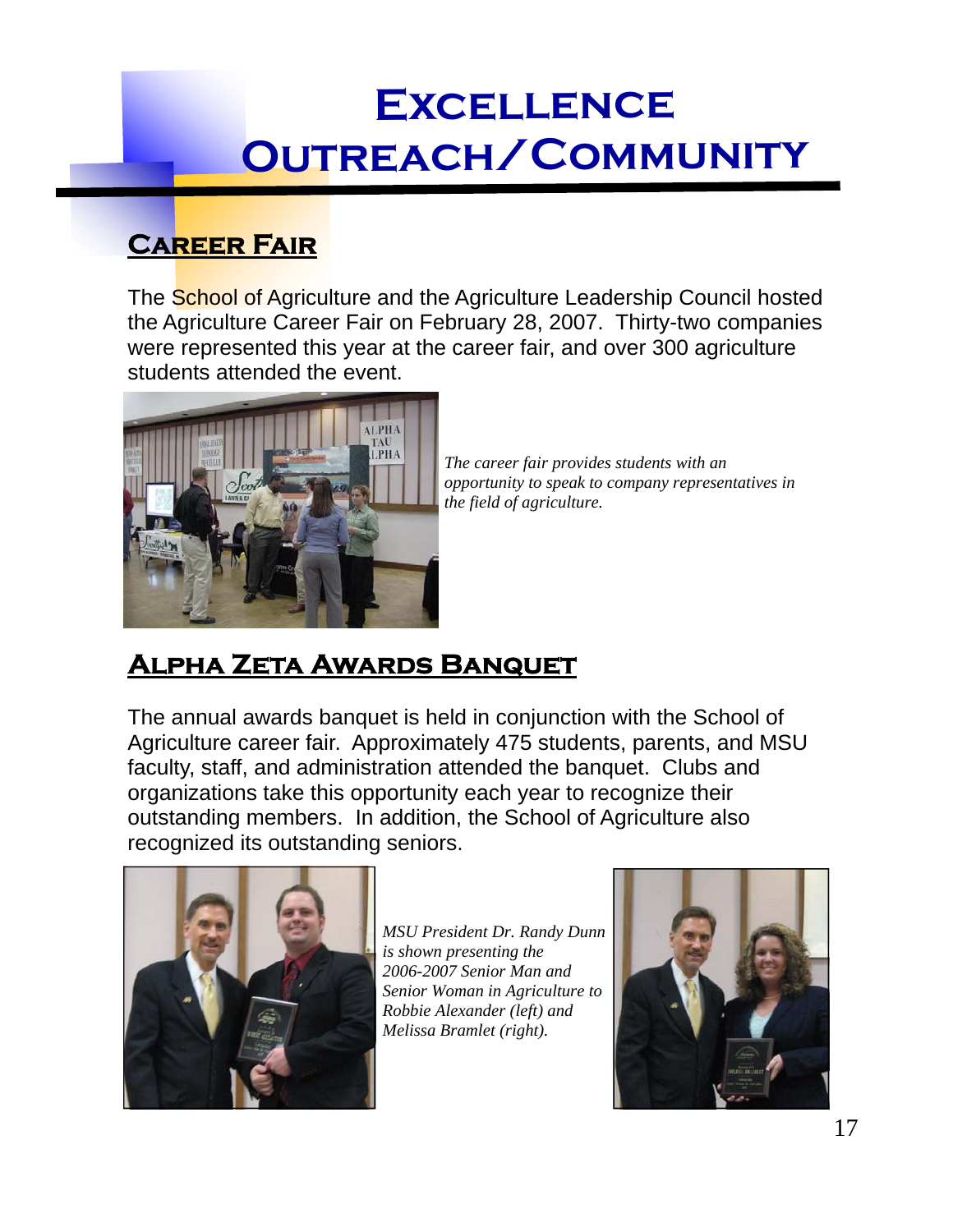# Excellence Outreach/Community

## Career Fair

The School of Agriculture and the Agriculture Leadership Council hosted the Agriculture Career Fair on February 28, 2007. Thirty-two companies were represented this year at the career fair, and over 300 agriculture students attended the event.

*The career fair provides students with an opportunity to speak to company representatives in the field of agriculture.*

## Alpha Zeta Awards Banquet

The annual awards banquet is held in conjunction with the School of Agriculture career fair. Approximately 475 students, parents, and MSU faculty, staff, and administration attended the banquet. Clubs and organizations take this opportunity each year to recognize their outstanding members. In addition, the School of Agriculture also recognized its outstanding seniors.

*MSU President Dr. Randy Dunn is shown presenting the 2006-2007 Senior Man and Senior Woman in Agriculture to Robbie Alexander (left) and Melissa Bramlet (right).*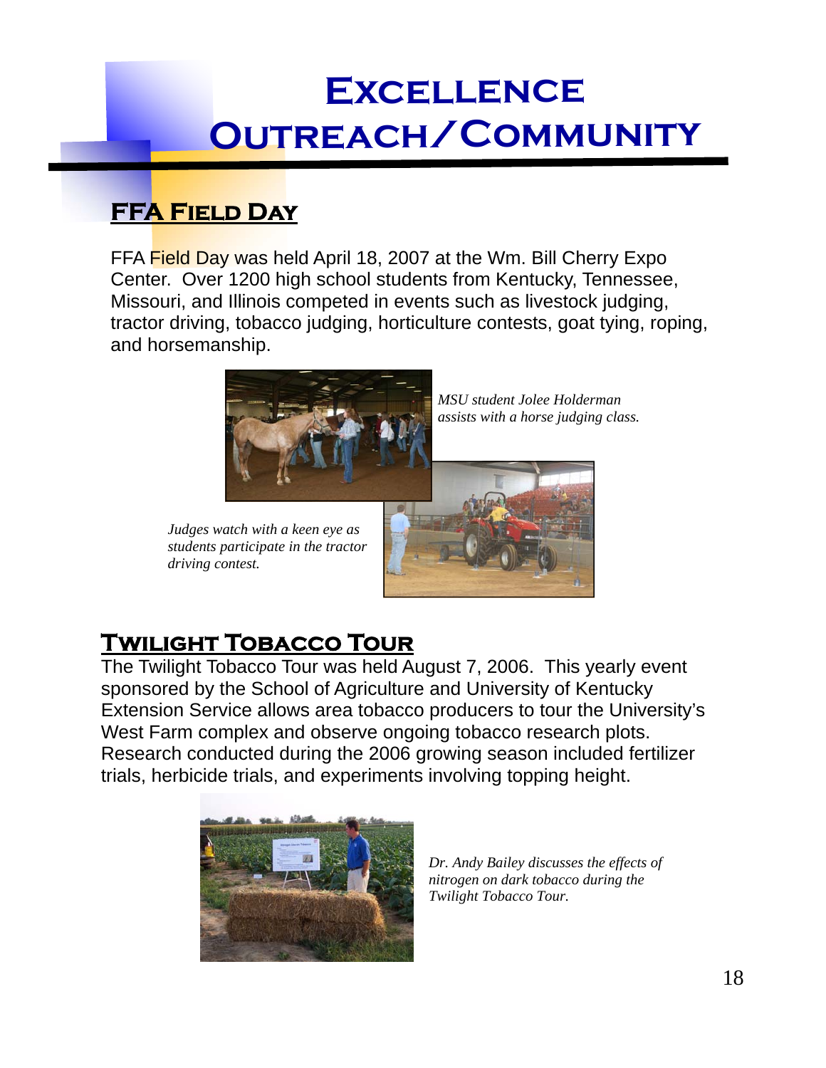# Excellence Outreach/Community

## FFA Field Day

FFA Field Day was held April 18, 2007 at the Wm. Bill Cherry Expo Center. Over 1200 high school students from Kentucky, Tennessee, Missouri, and Illinois competed in events such as livestock judging, tractor driving, tobacco judging, horticulture contests, goat tying, roping, and horsemanship.

*MSU student Jolee Holderman assists with a horse judging class.*

*Judges watch with a keen eye as students participate in the tractor driving contest.*

## Twilight Tobacco Tour

The Twilight Tobacco Tour was held August 7, 2006. This yearly event sponsored by the School of Agriculture and University of Kentucky Extension Service allows area tobacco producers to tour the University's West Farm complex and observe ongoing tobacco research plots. Research conducted during the 2006 growing season included fertilizer trials, herbicide trials, and experiments involving topping height.

*Dr. Andy Bailey discusses the effects of nitrogen on dark tobacco during the Twilight Tobacco Tour.*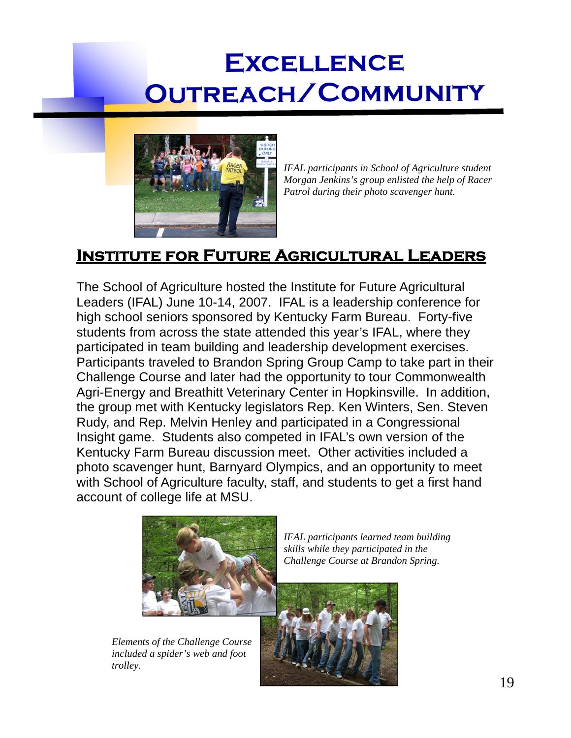# Excellence
# Outreach/Community

*IFAL participants in School of Agriculture student Morgan Jenkins's group enlisted the help of Racer Patrol during their photo scavenger hunt.*

## Institute for Future Agricultural Leaders

The School of Agriculture hosted the Institute for Future Agricultural Leaders (IFAL) June 10-14, 2007. IFAL is a leadership conference for high school seniors sponsored by Kentucky Farm Bureau. Forty-five students from across the state attended this year's IFAL, where they participated in team building and leadership development exercises. Participants traveled to Brandon Spring Group Camp to take part in their Challenge Course and later had the opportunity to tour Commonwealth Agri-Energy and Breathitt Veterinary Center in Hopkinsville. In addition, the group met with Kentucky legislators Rep. Ken Winters, Sen. Steven Rudy, and Rep. Melvin Henley and participated in a Congressional Insight game. Students also competed in IFAL's own version of the Kentucky Farm Bureau discussion meet. Other activities included a photo scavenger hunt, Barnyard Olympics, and an opportunity to meet with School of Agriculture faculty, staff, and students to get a first hand account of college life at MSU.

*IFAL participants learned team building skills while they participated in the Challenge Course at Brandon Spring.*

*Elements of the Challenge Course included a spider's web and foot trolley.*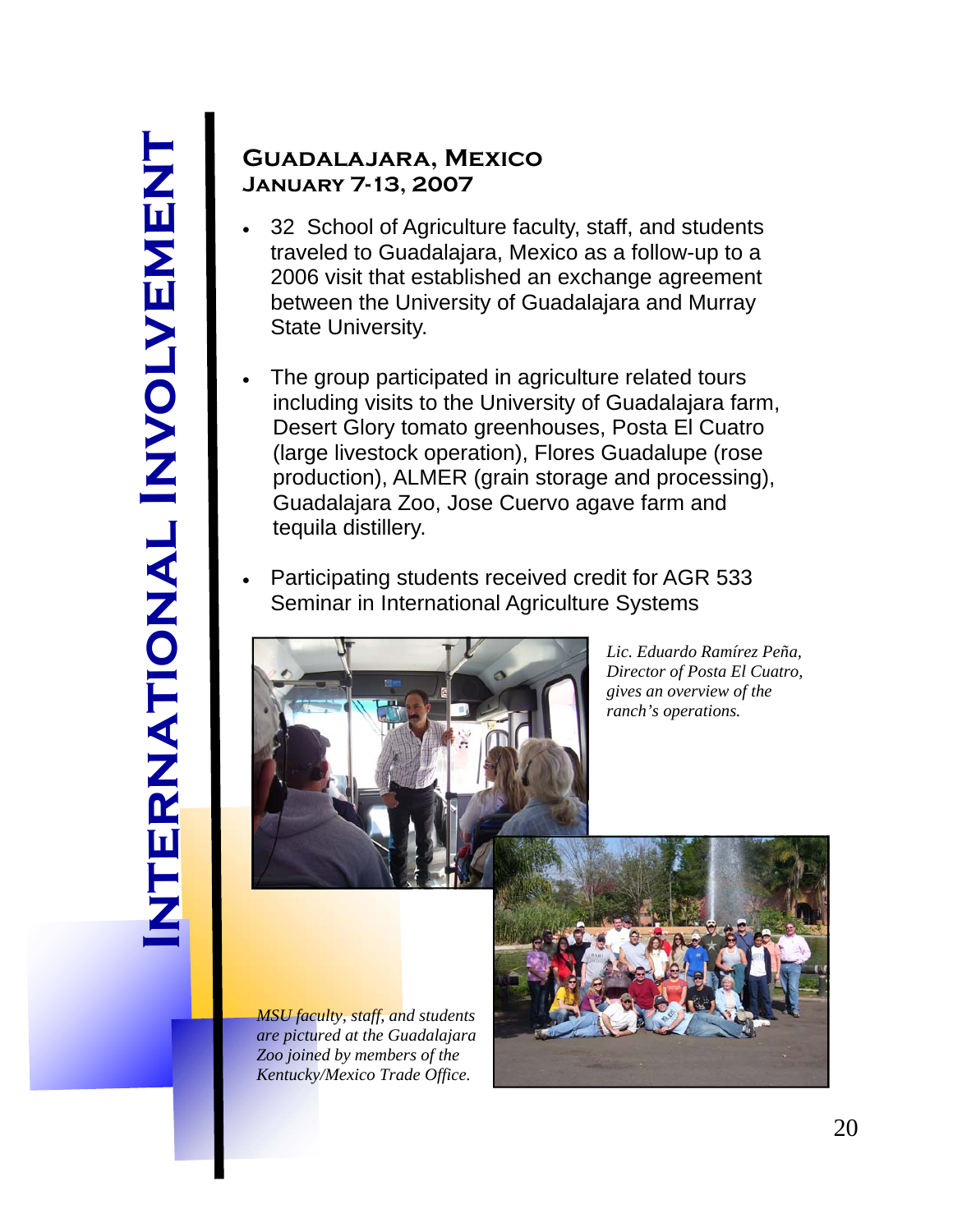# International Involvement

## Guadalajara, Mexico
## January 7-13, 2007

- 32 School of Agriculture faculty, staff, and students traveled to Guadalajara, Mexico as a follow-up to a 2006 visit that established an exchange agreement between the University of Guadalajara and Murray State University.
- The group participated in agriculture related tours including visits to the University of Guadalajara farm, Desert Glory tomato greenhouses, Posta El Cuatro (large livestock operation), Flores Guadalupe (rose production), ALMER (grain storage and processing), Guadalajara Zoo, Jose Cuervo agave farm and tequila distillery.
- Participating students received credit for AGR 533 Seminar in International Agriculture Systems

*Lic. Eduardo Ramírez Peña, Director of Posta El Cuatro, gives an overview of the ranch's operations.*

*MSU faculty, staff, and students are pictured at the Guadalajara Zoo joined by members of the Kentucky/Mexico Trade Office.*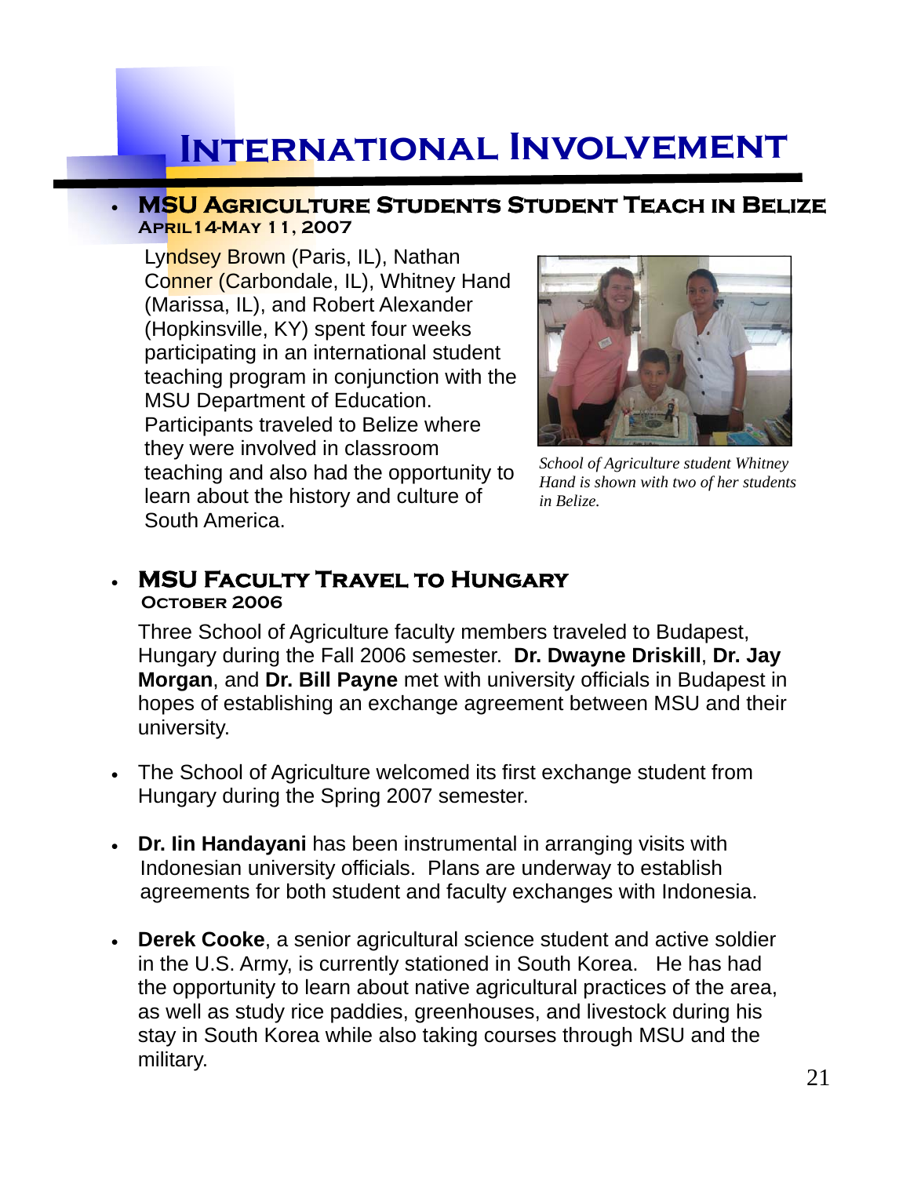# International Involvement

- **MSU Agriculture Students Student Teach in Belize**
  **April 14-May 11, 2007**

  Lyndsey Brown (Paris, IL), Nathan Conner (Carbondale, IL), Whitney Hand (Marissa, IL), and Robert Alexander (Hopkinsville, KY) spent four weeks participating in an international student teaching program in conjunction with the MSU Department of Education. Participants traveled to Belize where they were involved in classroom teaching and also had the opportunity to learn about the history and culture of South America.

  *School of Agriculture student Whitney Hand is shown with two of her students in Belize.*

- **MSU Faculty Travel to Hungary**
  **October 2006**

  Three School of Agriculture faculty members traveled to Budapest, Hungary during the Fall 2006 semester. **Dr. Dwayne Driskill**, **Dr. Jay Morgan**, and **Dr. Bill Payne** met with university officials in Budapest in hopes of establishing an exchange agreement between MSU and their university.

- The School of Agriculture welcomed its first exchange student from Hungary during the Spring 2007 semester.

- **Dr. Iin Handayani** has been instrumental in arranging visits with Indonesian university officials. Plans are underway to establish agreements for both student and faculty exchanges with Indonesia.

- **Derek Cooke**, a senior agricultural science student and active soldier in the U.S. Army, is currently stationed in South Korea. He has had the opportunity to learn about native agricultural practices of the area, as well as study rice paddies, greenhouses, and livestock during his stay in South Korea while also taking courses through MSU and the military.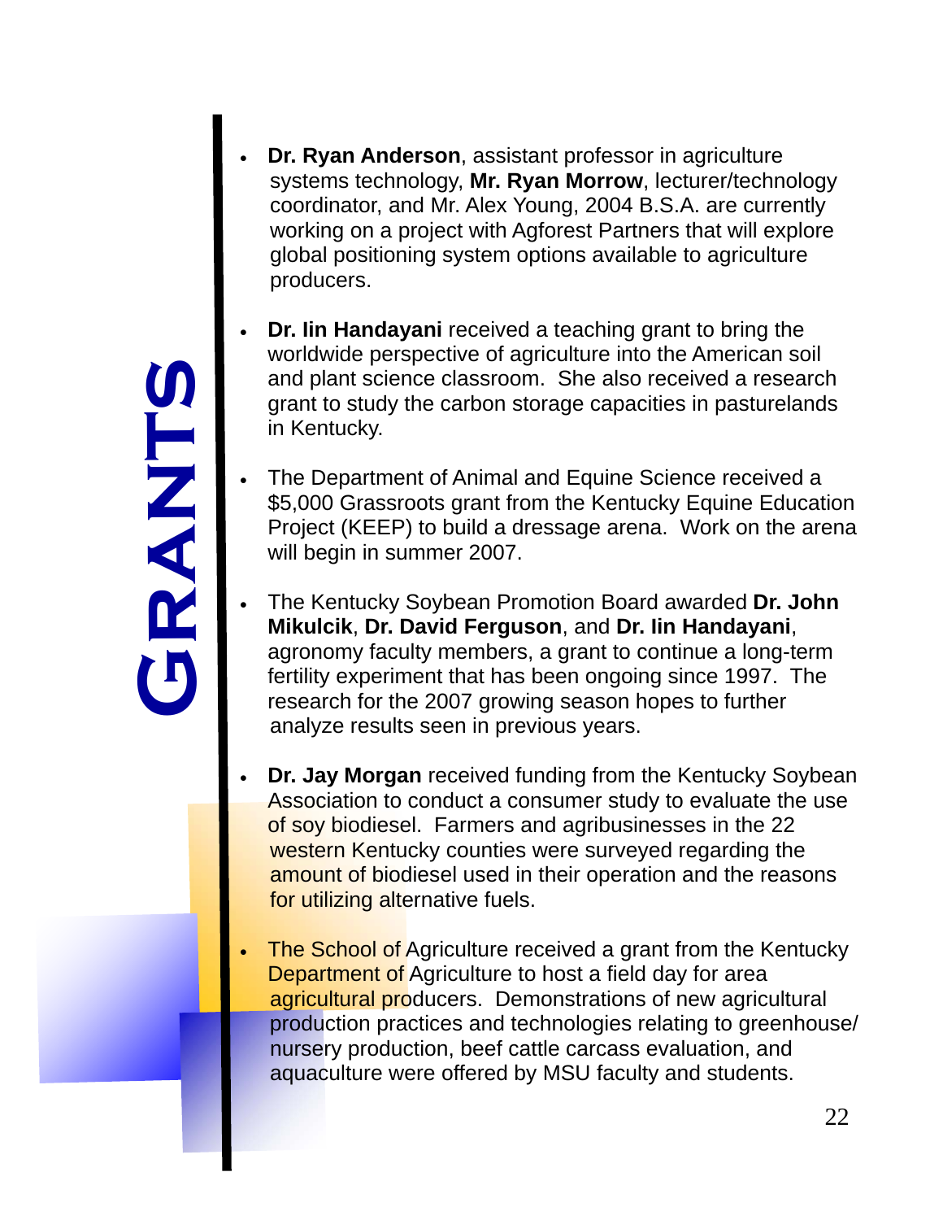# GRANTS

- **Dr. Ryan Anderson**, assistant professor in agriculture systems technology, **Mr. Ryan Morrow**, lecturer/technology coordinator, and Mr. Alex Young, 2004 B.S.A. are currently working on a project with Agforest Partners that will explore global positioning system options available to agriculture producers.

- **Dr. Iin Handayani** received a teaching grant to bring the worldwide perspective of agriculture into the American soil and plant science classroom. She also received a research grant to study the carbon storage capacities in pasturelands in Kentucky.

- The Department of Animal and Equine Science received a $5,000 Grassroots grant from the Kentucky Equine Education Project (KEEP) to build a dressage arena. Work on the arena will begin in summer 2007.

- The Kentucky Soybean Promotion Board awarded **Dr. John Mikulcik**, **Dr. David Ferguson**, and **Dr. Iin Handayani**, agronomy faculty members, a grant to continue a long-term fertility experiment that has been ongoing since 1997. The research for the 2007 growing season hopes to further analyze results seen in previous years.

- **Dr. Jay Morgan** received funding from the Kentucky Soybean Association to conduct a consumer study to evaluate the use of soy biodiesel. Farmers and agribusinesses in the 22 western Kentucky counties were surveyed regarding the amount of biodiesel used in their operation and the reasons for utilizing alternative fuels.

- The School of Agriculture received a grant from the Kentucky Department of Agriculture to host a field day for area agricultural producers. Demonstrations of new agricultural production practices and technologies relating to greenhouse/nursery production, beef cattle carcass evaluation, and aquaculture were offered by MSU faculty and students.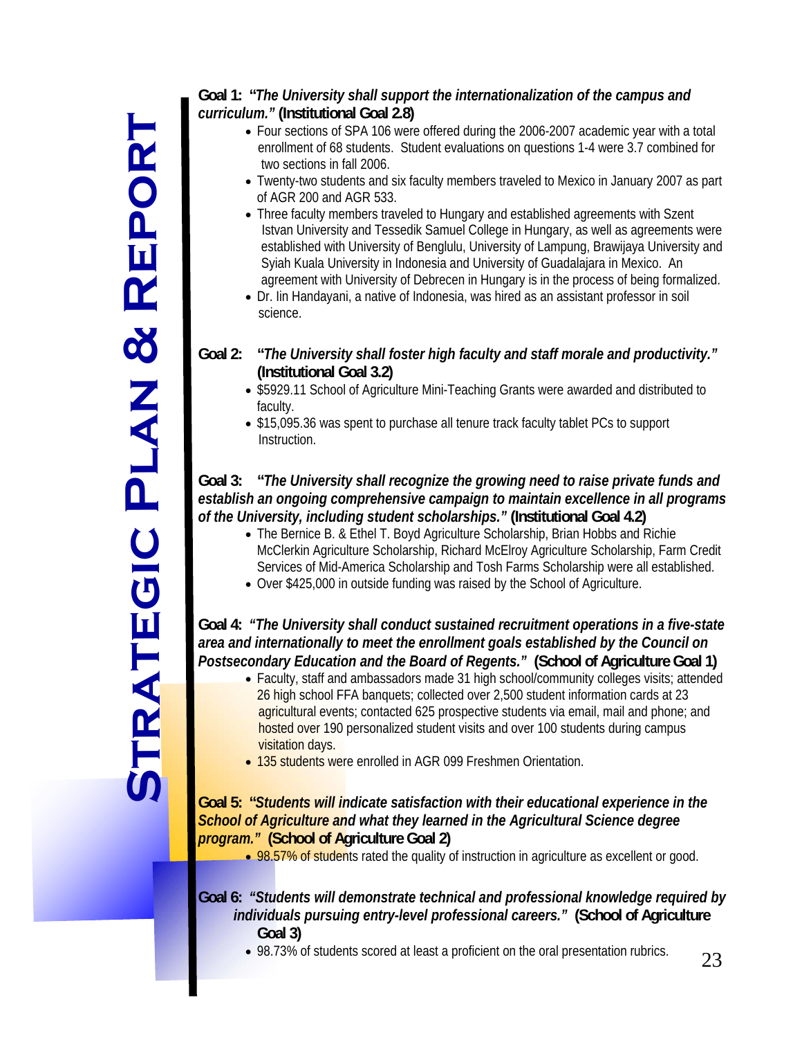**Goal 1: "*The University shall support the internationalization of the campus and curriculum.*" (Institutional Goal 2.8)**

- Four sections of SPA 106 were offered during the 2006-2007 academic year with a total enrollment of 68 students. Student evaluations on questions 1-4 were 3.7 combined for two sections in fall 2006.
- Twenty-two students and six faculty members traveled to Mexico in January 2007 as part of AGR 200 and AGR 533.
- Three faculty members traveled to Hungary and established agreements with Szent Istvan University and Tessedik Samuel College in Hungary, as well as agreements were established with University of Benglulu, University of Lampung, Brawijaya University and Syiah Kuala University in Indonesia and University of Guadalajara in Mexico. An agreement with University of Debrecen in Hungary is in the process of being formalized.
- Dr. Iin Handayani, a native of Indonesia, was hired as an assistant professor in soil science.

**Goal 2: "*The University shall foster high faculty and staff morale and productivity.*" (Institutional Goal 3.2)**

- $5929.11 School of Agriculture Mini-Teaching Grants were awarded and distributed to faculty.
- $15,095.36 was spent to purchase all tenure track faculty tablet PCs to support Instruction.

**Goal 3: "*The University shall recognize the growing need to raise private funds and establish an ongoing comprehensive campaign to maintain excellence in all programs of the University, including student scholarships.*" (Institutional Goal 4.2)**

- The Bernice B. & Ethel T. Boyd Agriculture Scholarship, Brian Hobbs and Richie McClerkin Agriculture Scholarship, Richard McElroy Agriculture Scholarship, Farm Credit Services of Mid-America Scholarship and Tosh Farms Scholarship were all established.
- Over $425,000 in outside funding was raised by the School of Agriculture.

**Goal 4: "*The University shall conduct sustained recruitment operations in a five-state area and internationally to meet the enrollment goals established by the Council on Postsecondary Education and the Board of Regents.*" (School of Agriculture Goal 1)**

- Faculty, staff and ambassadors made 31 high school/community colleges visits; attended 26 high school FFA banquets; collected over 2,500 student information cards at 23 agricultural events; contacted 625 prospective students via email, mail and phone; and hosted over 190 personalized student visits and over 100 students during campus visitation days.
- 135 students were enrolled in AGR 099 Freshmen Orientation.

**Goal 5: "*Students will indicate satisfaction with their educational experience in the School of Agriculture and what they learned in the Agricultural Science degree program.*" (School of Agriculture Goal 2)**

- 98.57% of students rated the quality of instruction in agriculture as excellent or good.

**Goal 6: "*Students will demonstrate technical and professional knowledge required by individuals pursuing entry-level professional careers.*" (School of Agriculture Goal 3)**

- 98.73% of students scored at least a proficient on the oral presentation rubrics.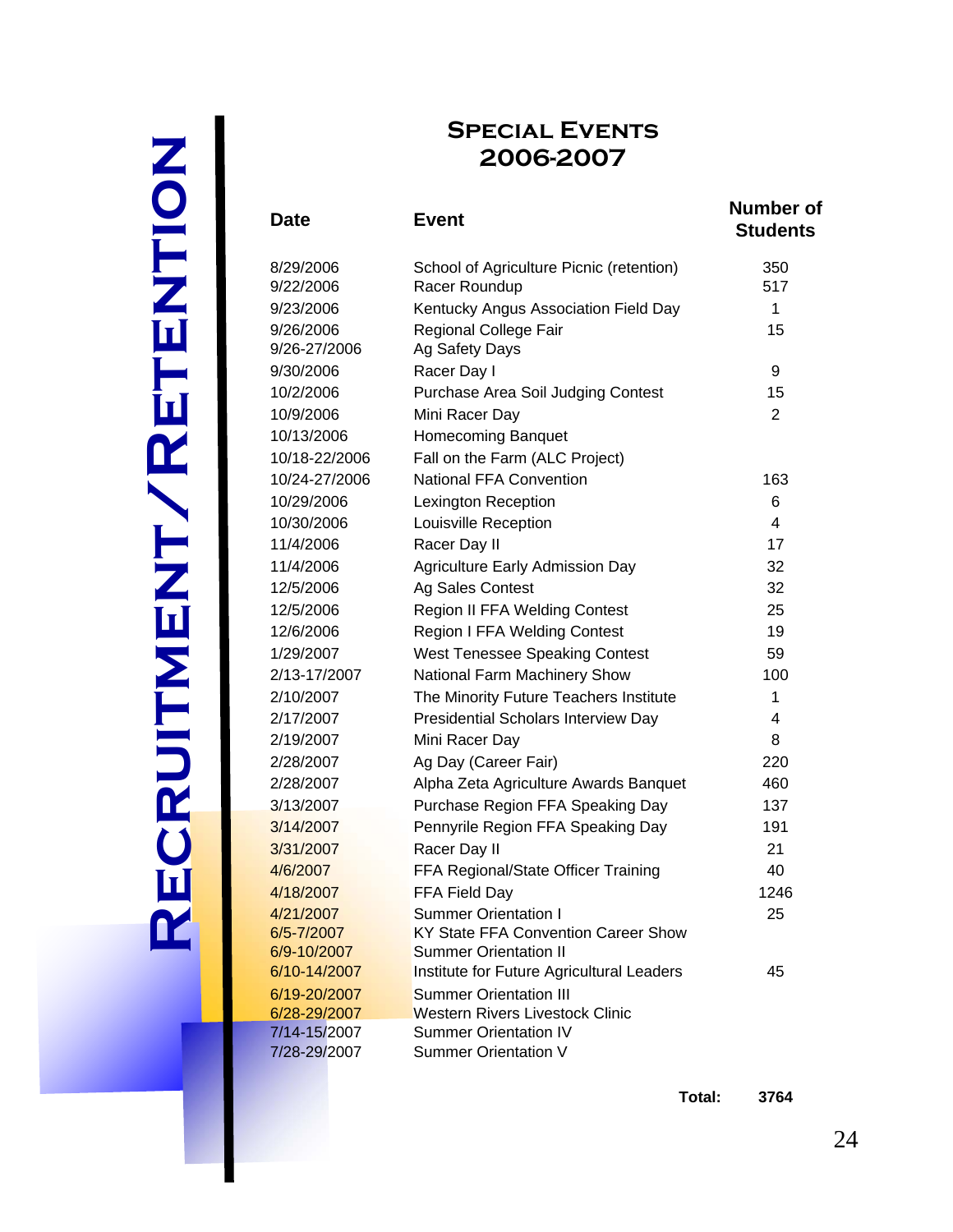RECRUITMENT/RETENTION

# Special Events 2006-2007

| Date | Event | Number of Students |
|---|---|---|
| 8/29/2006 | School of Agriculture Picnic (retention) | 350 |
| 9/22/2006 | Racer Roundup | 517 |
| 9/23/2006 | Kentucky Angus Association Field Day | 1 |
| 9/26/2006 | Regional College Fair | 15 |
| 9/26-27/2006 | Ag Safety Days | |
| 9/30/2006 | Racer Day I | 9 |
| 10/2/2006 | Purchase Area Soil Judging Contest | 15 |
| 10/9/2006 | Mini Racer Day | 2 |
| 10/13/2006 | Homecoming Banquet | |
| 10/18-22/2006 | Fall on the Farm (ALC Project) | |
| 10/24-27/2006 | National FFA Convention | 163 |
| 10/29/2006 | Lexington Reception | 6 |
| 10/30/2006 | Louisville Reception | 4 |
| 11/4/2006 | Racer Day II | 17 |
| 11/4/2006 | Agriculture Early Admission Day | 32 |
| 12/5/2006 | Ag Sales Contest | 32 |
| 12/5/2006 | Region II FFA Welding Contest | 25 |
| 12/6/2006 | Region I FFA Welding Contest | 19 |
| 1/29/2007 | West Tenessee Speaking Contest | 59 |
| 2/13-17/2007 | National Farm Machinery Show | 100 |
| 2/10/2007 | The Minority Future Teachers Institute | 1 |
| 2/17/2007 | Presidential Scholars Interview Day | 4 |
| 2/19/2007 | Mini Racer Day | 8 |
| 2/28/2007 | Ag Day (Career Fair) | 220 |
| 2/28/2007 | Alpha Zeta Agriculture Awards Banquet | 460 |
| 3/13/2007 | Purchase Region FFA Speaking Day | 137 |
| 3/14/2007 | Pennyrile Region FFA Speaking Day | 191 |
| 3/31/2007 | Racer Day II | 21 |
| 4/6/2007 | FFA Regional/State Officer Training | 40 |
| 4/18/2007 | FFA Field Day | 1246 |
| 4/21/2007 | Summer Orientation I | 25 |
| 6/5-7/2007 | KY State FFA Convention Career Show | |
| 6/9-10/2007 | Summer Orientation II | |
| 6/10-14/2007 | Institute for Future Agricultural Leaders | 45 |
| 6/19-20/2007 | Summer Orientation III | |
| 6/28-29/2007 | Western Rivers Livestock Clinic | |
| 7/14-15/2007 | Summer Orientation IV | |
| 7/28-29/2007 | Summer Orientation V | |
| | **Total:** | **3764** |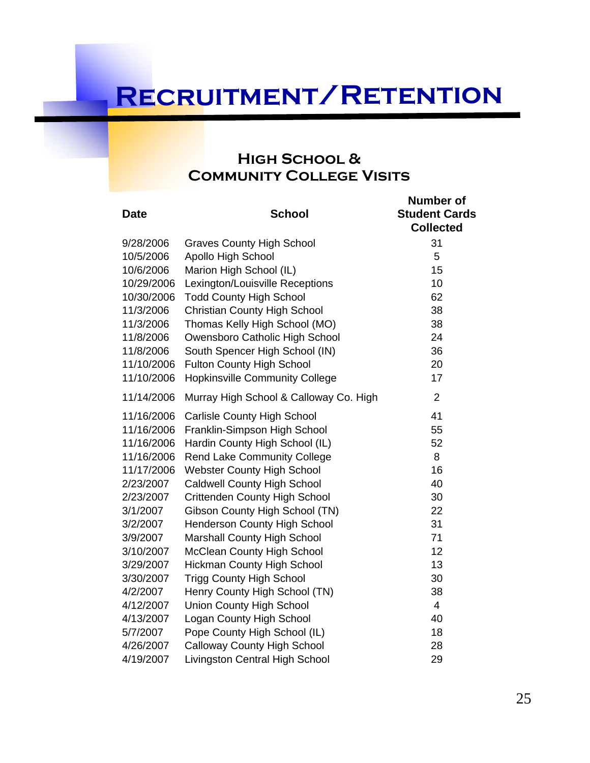# Recruitment/Retention

## High School & Community College Visits

| Date | School | Number of Student Cards Collected |
|---|---|---|
| 9/28/2006 | Graves County High School | 31 |
| 10/5/2006 | Apollo High School | 5 |
| 10/6/2006 | Marion High School (IL) | 15 |
| 10/29/2006 | Lexington/Louisville Receptions | 10 |
| 10/30/2006 | Todd County High School | 62 |
| 11/3/2006 | Christian County High School | 38 |
| 11/3/2006 | Thomas Kelly High School (MO) | 38 |
| 11/8/2006 | Owensboro Catholic High School | 24 |
| 11/8/2006 | South Spencer High School (IN) | 36 |
| 11/10/2006 | Fulton County High School | 20 |
| 11/10/2006 | Hopkinsville Community College | 17 |
| 11/14/2006 | Murray High School & Calloway Co. High | 2 |
| 11/16/2006 | Carlisle County High School | 41 |
| 11/16/2006 | Franklin-Simpson High School | 55 |
| 11/16/2006 | Hardin County High School (IL) | 52 |
| 11/16/2006 | Rend Lake Community College | 8 |
| 11/17/2006 | Webster County High School | 16 |
| 2/23/2007 | Caldwell County High School | 40 |
| 2/23/2007 | Crittenden County High School | 30 |
| 3/1/2007 | Gibson County High School (TN) | 22 |
| 3/2/2007 | Henderson County High School | 31 |
| 3/9/2007 | Marshall County High School | 71 |
| 3/10/2007 | McClean County High School | 12 |
| 3/29/2007 | Hickman County High School | 13 |
| 3/30/2007 | Trigg County High School | 30 |
| 4/2/2007 | Henry County High School (TN) | 38 |
| 4/12/2007 | Union County High School | 4 |
| 4/13/2007 | Logan County High School | 40 |
| 5/7/2007 | Pope County High School (IL) | 18 |
| 4/26/2007 | Calloway County High School | 28 |
| 4/19/2007 | Livingston Central High School | 29 |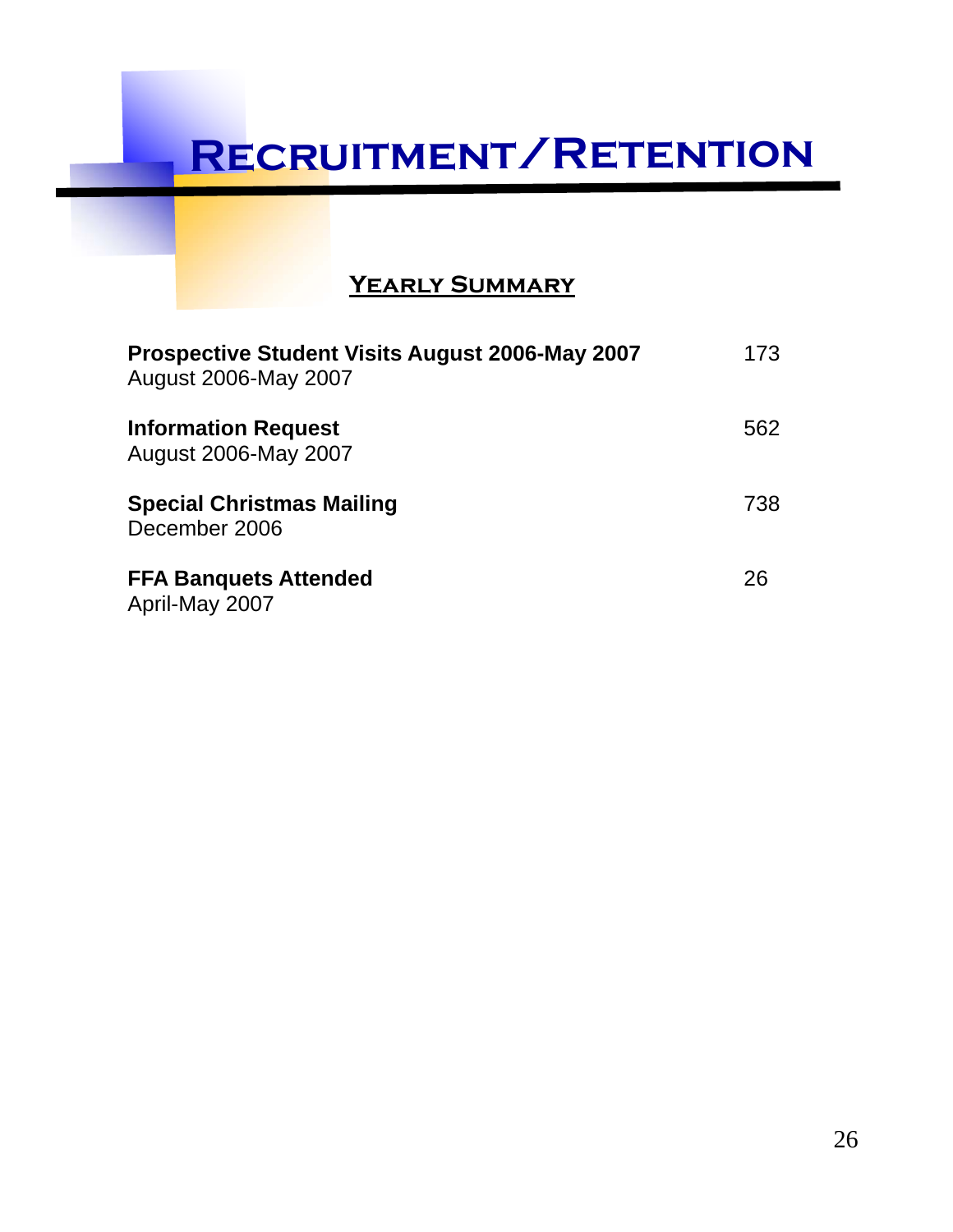# Recruitment/Retention

## Yearly Summary

| | |
|---|---|
| **Prospective Student Visits August 2006-May 2007**<br>August 2006-May 2007 | 173 |
| **Information Request**<br>August 2006-May 2007 | 562 |
| **Special Christmas Mailing**<br>December 2006 | 738 |
| **FFA Banquets Attended**<br>April-May 2007 | 26 |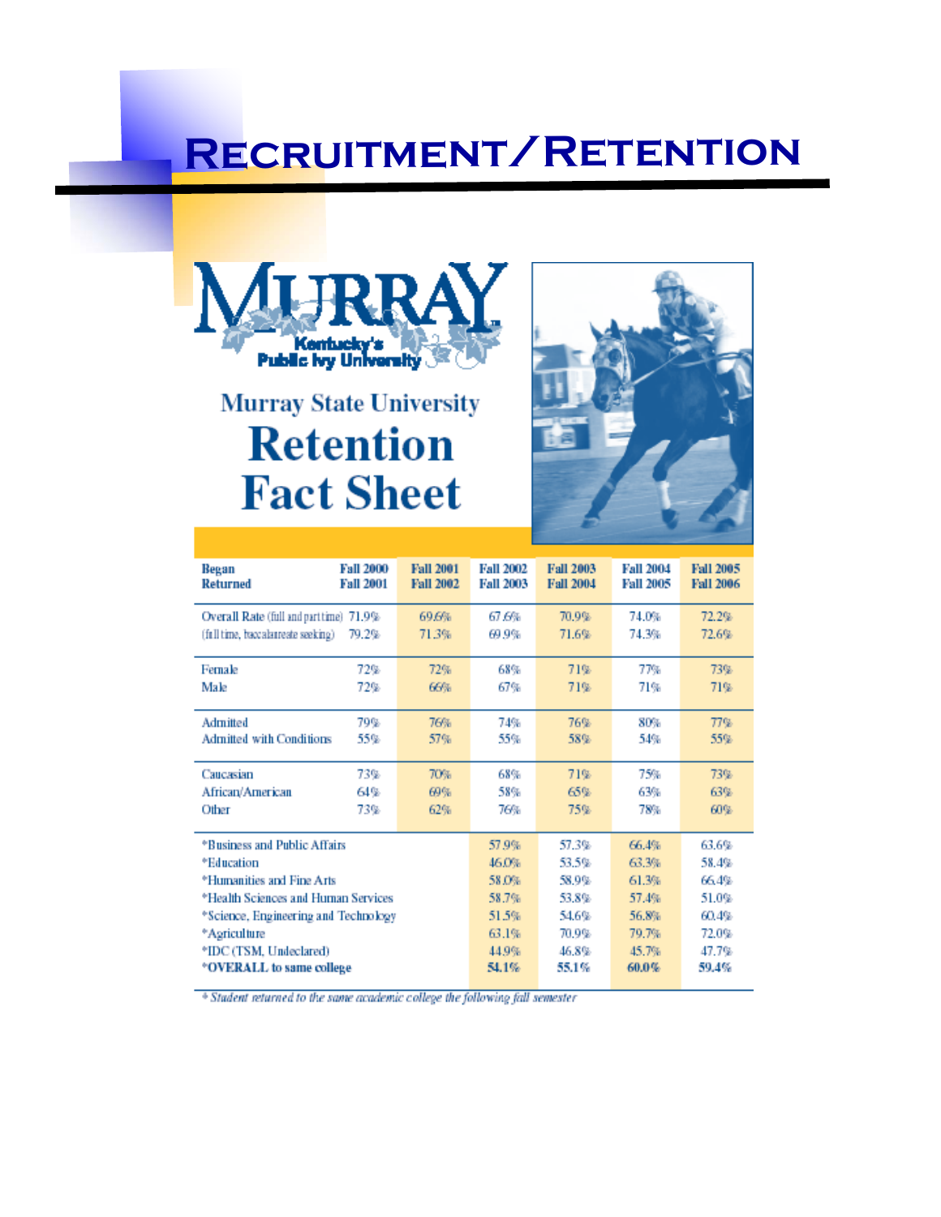# Recruitment/Retention

MURRAY
Kentucky's Public Ivy University

Murray State University

## Retention Fact Sheet

| Began<br>Returned | Fall 2000<br>Fall 2001 | Fall 2001<br>Fall 2002 | Fall 2002<br>Fall 2003 | Fall 2003<br>Fall 2004 | Fall 2004<br>Fall 2005 | Fall 2005<br>Fall 2006 |
|---|---|---|---|---|---|---|
| Overall Rate (full and part time) | 71.9% | 69.6% | 67.6% | 70.9% | 74.0% | 72.2% |
| (full time, baccalaureate seeking) | 79.2% | 71.3% | 69.9% | 71.6% | 74.3% | 72.6% |
| Female | 72% | 72% | 68% | 71% | 77% | 73% |
| Male | 72% | 66% | 67% | 71% | 71% | 71% |
| Admitted | 79% | 76% | 74% | 76% | 80% | 77% |
| Admitted with Conditions | 55% | 57% | 55% | 58% | 54% | 55% |
| Caucasian | 73% | 70% | 68% | 71% | 75% | 73% |
| African/American | 64% | 69% | 58% | 65% | 63% | 63% |
| Other | 73% | 62% | 76% | 75% | 78% | 60% |
| *Business and Public Affairs | | | 57.9% | 57.3% | 66.4% | 63.6% |
| *Education | | | 46.0% | 53.5% | 63.3% | 58.4% |
| *Humanities and Fine Arts | | | 58.0% | 58.9% | 61.3% | 66.4% |
| *Health Sciences and Human Services | | | 58.7% | 53.8% | 57.4% | 51.0% |
| *Science, Engineering and Technology | | | 51.5% | 54.6% | 56.8% | 60.4% |
| *Agriculture | | | 63.1% | 70.9% | 79.7% | 72.0% |
| *IDC (TSM, Undeclared) | | | 44.9% | 46.8% | 45.7% | 47.7% |
| ***OVERALL to same college** | | | **54.1%** | **55.1%** | **60.0%** | **59.4%** |

*\* Student returned to the same academic college the following fall semester*